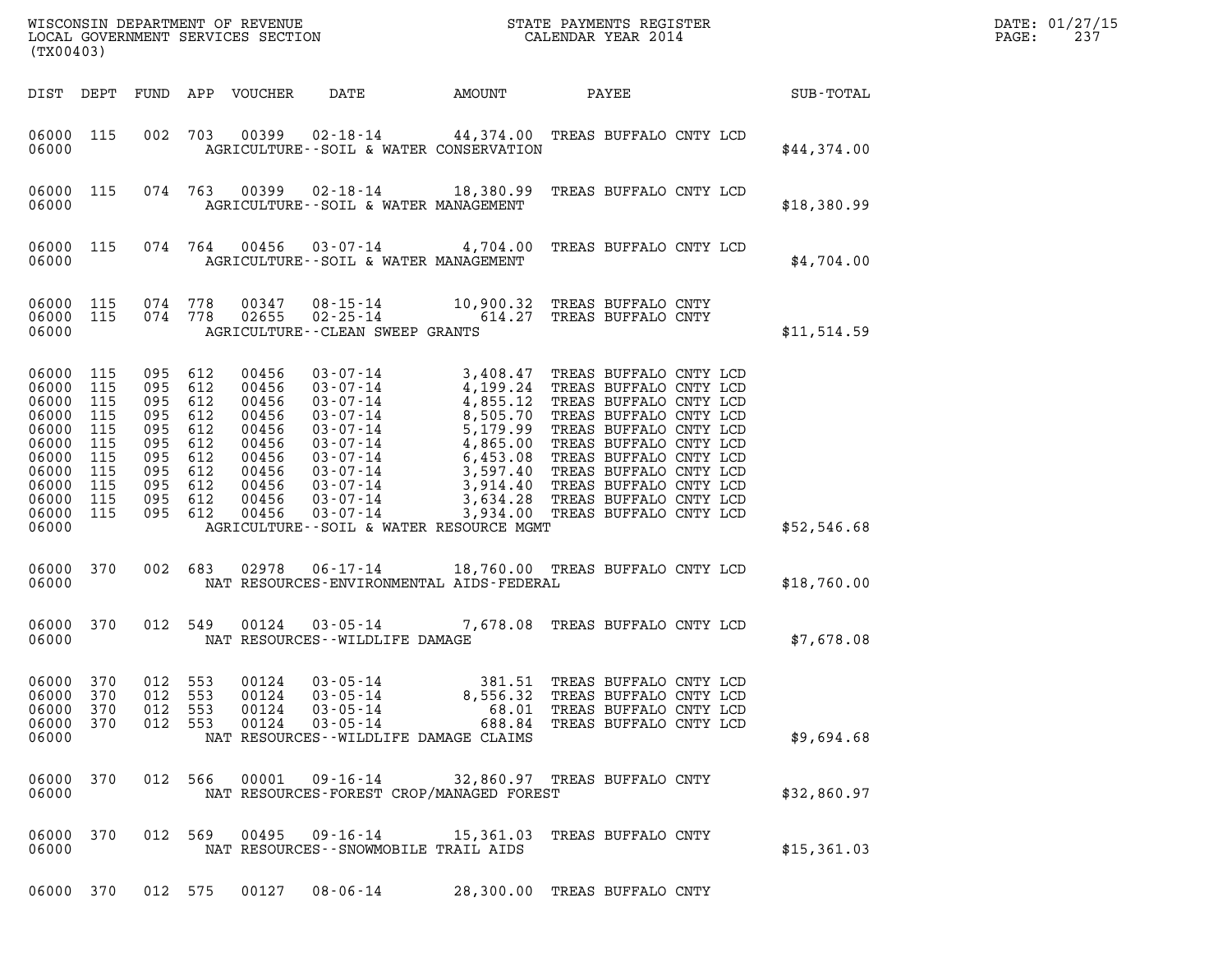WISCONSIN DEPARTMENT OF REVENUE
LOCAL GOVERNMENT SERVICES SECTION
(TX00403)

STATE PAYMENTS REGISTER
CALENDAR YEAR 2014

DATE: 01/27/15
PAGE: 237

| DIST | DEPT | FUND | APP | VOUCHER | DATE | AMOUNT | PAYEE | SUB-TOTAL |
|---|---|---|---|---|---|---|---|---|
| 06000 | 115 | 002 | 703 | 00399 | 02-18-14 | 44,374.00 | TREAS BUFFALO CNTY LCD | |
| 06000 | | | | | AGRICULTURE--SOIL & WATER CONSERVATION | | | $44,374.00 |
| 06000 | 115 | 074 | 763 | 00399 | 02-18-14 | 18,380.99 | TREAS BUFFALO CNTY LCD | |
| 06000 | | | | | AGRICULTURE--SOIL & WATER MANAGEMENT | | | $18,380.99 |
| 06000 | 115 | 074 | 764 | 00456 | 03-07-14 | 4,704.00 | TREAS BUFFALO CNTY LCD | |
| 06000 | | | | | AGRICULTURE--SOIL & WATER MANAGEMENT | | | $4,704.00 |
| 06000 | 115 | 074 | 778 | 00347 | 08-15-14 | 10,900.32 | TREAS BUFFALO CNTY | |
| 06000 | 115 | 074 | 778 | 02655 | 02-25-14 | 614.27 | TREAS BUFFALO CNTY | |
| 06000 | | | | | AGRICULTURE--CLEAN SWEEP GRANTS | | | $11,514.59 |
| 06000 | 115 | 095 | 612 | 00456 | 03-07-14 | 3,408.47 | TREAS BUFFALO CNTY LCD | |
| 06000 | 115 | 095 | 612 | 00456 | 03-07-14 | 4,199.24 | TREAS BUFFALO CNTY LCD | |
| 06000 | 115 | 095 | 612 | 00456 | 03-07-14 | 4,855.12 | TREAS BUFFALO CNTY LCD | |
| 06000 | 115 | 095 | 612 | 00456 | 03-07-14 | 8,505.70 | TREAS BUFFALO CNTY LCD | |
| 06000 | 115 | 095 | 612 | 00456 | 03-07-14 | 5,179.99 | TREAS BUFFALO CNTY LCD | |
| 06000 | 115 | 095 | 612 | 00456 | 03-07-14 | 4,865.00 | TREAS BUFFALO CNTY LCD | |
| 06000 | 115 | 095 | 612 | 00456 | 03-07-14 | 6,453.08 | TREAS BUFFALO CNTY LCD | |
| 06000 | 115 | 095 | 612 | 00456 | 03-07-14 | 3,597.40 | TREAS BUFFALO CNTY LCD | |
| 06000 | 115 | 095 | 612 | 00456 | 03-07-14 | 3,914.40 | TREAS BUFFALO CNTY LCD | |
| 06000 | 115 | 095 | 612 | 00456 | 03-07-14 | 3,634.28 | TREAS BUFFALO CNTY LCD | |
| 06000 | 115 | 095 | 612 | 00456 | 03-07-14 | 3,934.00 | TREAS BUFFALO CNTY LCD | |
| 06000 | | | | | AGRICULTURE--SOIL & WATER RESOURCE MGMT | | | $52,546.68 |
| 06000 | 370 | 002 | 683 | 02978 | 06-17-14 | 18,760.00 | TREAS BUFFALO CNTY LCD | |
| 06000 | | | | | NAT RESOURCES-ENVIRONMENTAL AIDS-FEDERAL | | | $18,760.00 |
| 06000 | 370 | 012 | 549 | 00124 | 03-05-14 | 7,678.08 | TREAS BUFFALO CNTY LCD | |
| 06000 | | | | | NAT RESOURCES--WILDLIFE DAMAGE | | | $7,678.08 |
| 06000 | 370 | 012 | 553 | 00124 | 03-05-14 | 381.51 | TREAS BUFFALO CNTY LCD | |
| 06000 | 370 | 012 | 553 | 00124 | 03-05-14 | 8,556.32 | TREAS BUFFALO CNTY LCD | |
| 06000 | 370 | 012 | 553 | 00124 | 03-05-14 | 68.01 | TREAS BUFFALO CNTY LCD | |
| 06000 | 370 | 012 | 553 | 00124 | 03-05-14 | 688.84 | TREAS BUFFALO CNTY LCD | |
| 06000 | | | | | NAT RESOURCES--WILDLIFE DAMAGE CLAIMS | | | $9,694.68 |
| 06000 | 370 | 012 | 566 | 00001 | 09-16-14 | 32,860.97 | TREAS BUFFALO CNTY | |
| 06000 | | | | | NAT RESOURCES-FOREST CROP/MANAGED FOREST | | | $32,860.97 |
| 06000 | 370 | 012 | 569 | 00495 | 09-16-14 | 15,361.03 | TREAS BUFFALO CNTY | |
| 06000 | | | | | NAT RESOURCES--SNOWMOBILE TRAIL AIDS | | | $15,361.03 |
| 06000 | 370 | 012 | 575 | 00127 | 08-06-14 | 28,300.00 | TREAS BUFFALO CNTY | |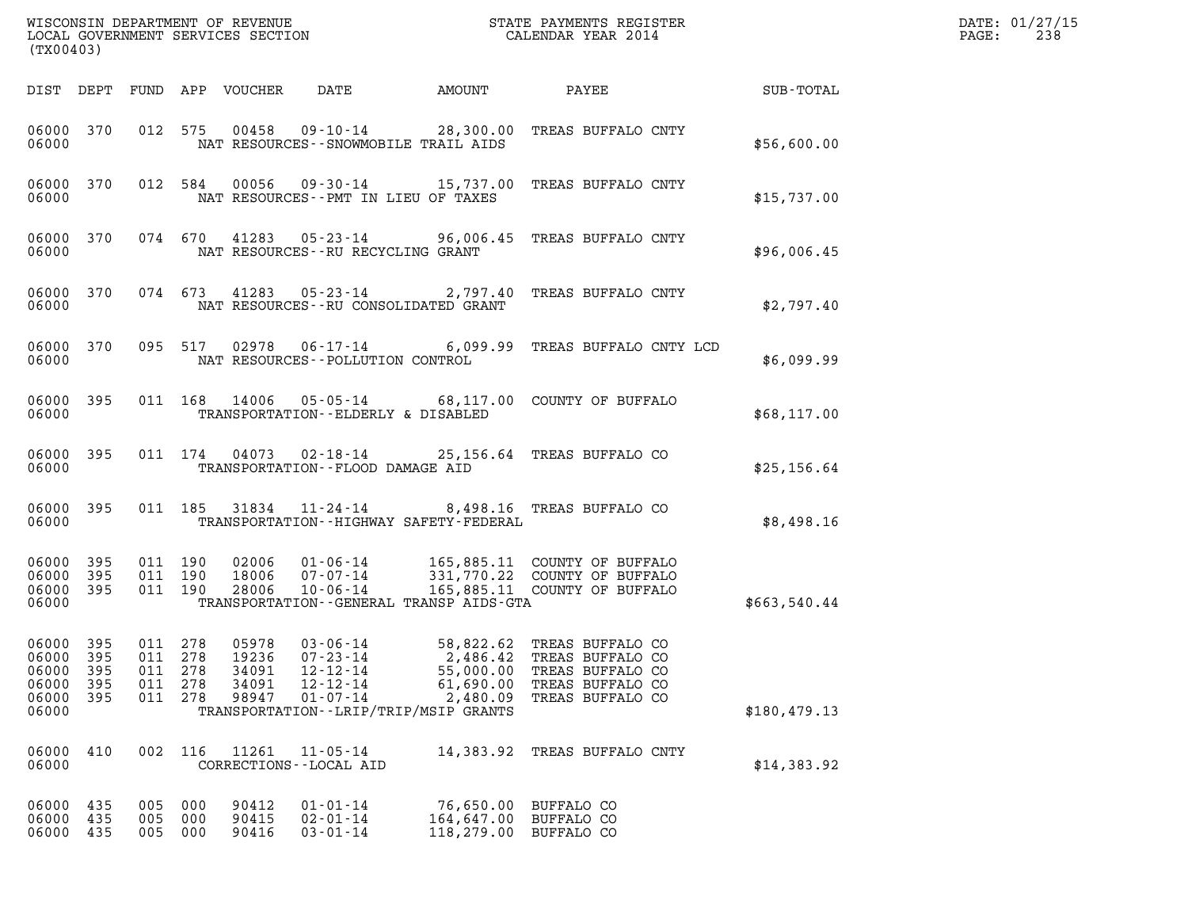WISCONSIN DEPARTMENT OF REVENUE
LOCAL GOVERNMENT SERVICES SECTION
(TX00403)

STATE PAYMENTS REGISTER
CALENDAR YEAR 2014

DATE: 01/27/15

| DIST | DEPT | FUND | APP | VOUCHER | DATE | AMOUNT | PAYEE | SUB-TOTAL |
|---|---|---|---|---|---|---|---|---|
| 06000 | 370 | 012 | 575 | 00458 | 09-10-14 | 28,300.00 | TREAS BUFFALO CNTY | |
| 06000 | | | | | NAT RESOURCES--SNOWMOBILE TRAIL AIDS | | | $56,600.00 |
| 06000 | 370 | 012 | 584 | 00056 | 09-30-14 | 15,737.00 | TREAS BUFFALO CNTY | |
| 06000 | | | | | NAT RESOURCES--PMT IN LIEU OF TAXES | | | $15,737.00 |
| 06000 | 370 | 074 | 670 | 41283 | 05-23-14 | 96,006.45 | TREAS BUFFALO CNTY | |
| 06000 | | | | | NAT RESOURCES--RU RECYCLING GRANT | | | $96,006.45 |
| 06000 | 370 | 074 | 673 | 41283 | 05-23-14 | 2,797.40 | TREAS BUFFALO CNTY | |
| 06000 | | | | | NAT RESOURCES--RU CONSOLIDATED GRANT | | | $2,797.40 |
| 06000 | 370 | 095 | 517 | 02978 | 06-17-14 | 6,099.99 | TREAS BUFFALO CNTY LCD | |
| 06000 | | | | | NAT RESOURCES--POLLUTION CONTROL | | | $6,099.99 |
| 06000 | 395 | 011 | 168 | 14006 | 05-05-14 | 68,117.00 | COUNTY OF BUFFALO | |
| 06000 | | | | | TRANSPORTATION--ELDERLY & DISABLED | | | $68,117.00 |
| 06000 | 395 | 011 | 174 | 04073 | 02-18-14 | 25,156.64 | TREAS BUFFALO CO | |
| 06000 | | | | | TRANSPORTATION--FLOOD DAMAGE AID | | | $25,156.64 |
| 06000 | 395 | 011 | 185 | 31834 | 11-24-14 | 8,498.16 | TREAS BUFFALO CO | |
| 06000 | | | | | TRANSPORTATION--HIGHWAY SAFETY-FEDERAL | | | $8,498.16 |
| 06000 | 395 | 011 | 190 | 02006 | 01-06-14 | 165,885.11 | COUNTY OF BUFFALO | |
| 06000 | 395 | 011 | 190 | 18006 | 07-07-14 | 331,770.22 | COUNTY OF BUFFALO | |
| 06000 | 395 | 011 | 190 | 28006 | 10-06-14 | 165,885.11 | COUNTY OF BUFFALO | |
| 06000 | | | | | TRANSPORTATION--GENERAL TRANSP AIDS-GTA | | | $663,540.44 |
| 06000 | 395 | 011 | 278 | 05978 | 03-06-14 | 58,822.62 | TREAS BUFFALO CO | |
| 06000 | 395 | 011 | 278 | 19236 | 07-23-14 | 2,486.42 | TREAS BUFFALO CO | |
| 06000 | 395 | 011 | 278 | 34091 | 12-12-14 | 55,000.00 | TREAS BUFFALO CO | |
| 06000 | 395 | 011 | 278 | 34091 | 12-12-14 | 61,690.00 | TREAS BUFFALO CO | |
| 06000 | 395 | 011 | 278 | 98947 | 01-07-14 | 2,480.09 | TREAS BUFFALO CO | |
| 06000 | | | | | TRANSPORTATION--LRIP/TRIP/MSIP GRANTS | | | $180,479.13 |
| 06000 | 410 | 002 | 116 | 11261 | 11-05-14 | 14,383.92 | TREAS BUFFALO CNTY | |
| 06000 | | | | | CORRECTIONS--LOCAL AID | | | $14,383.92 |
| 06000 | 435 | 005 | 000 | 90412 | 01-01-14 | 76,650.00 | BUFFALO CO | |
| 06000 | 435 | 005 | 000 | 90415 | 02-01-14 | 164,647.00 | BUFFALO CO | |
| 06000 | 435 | 005 | 000 | 90416 | 03-01-14 | 118,279.00 | BUFFALO CO | |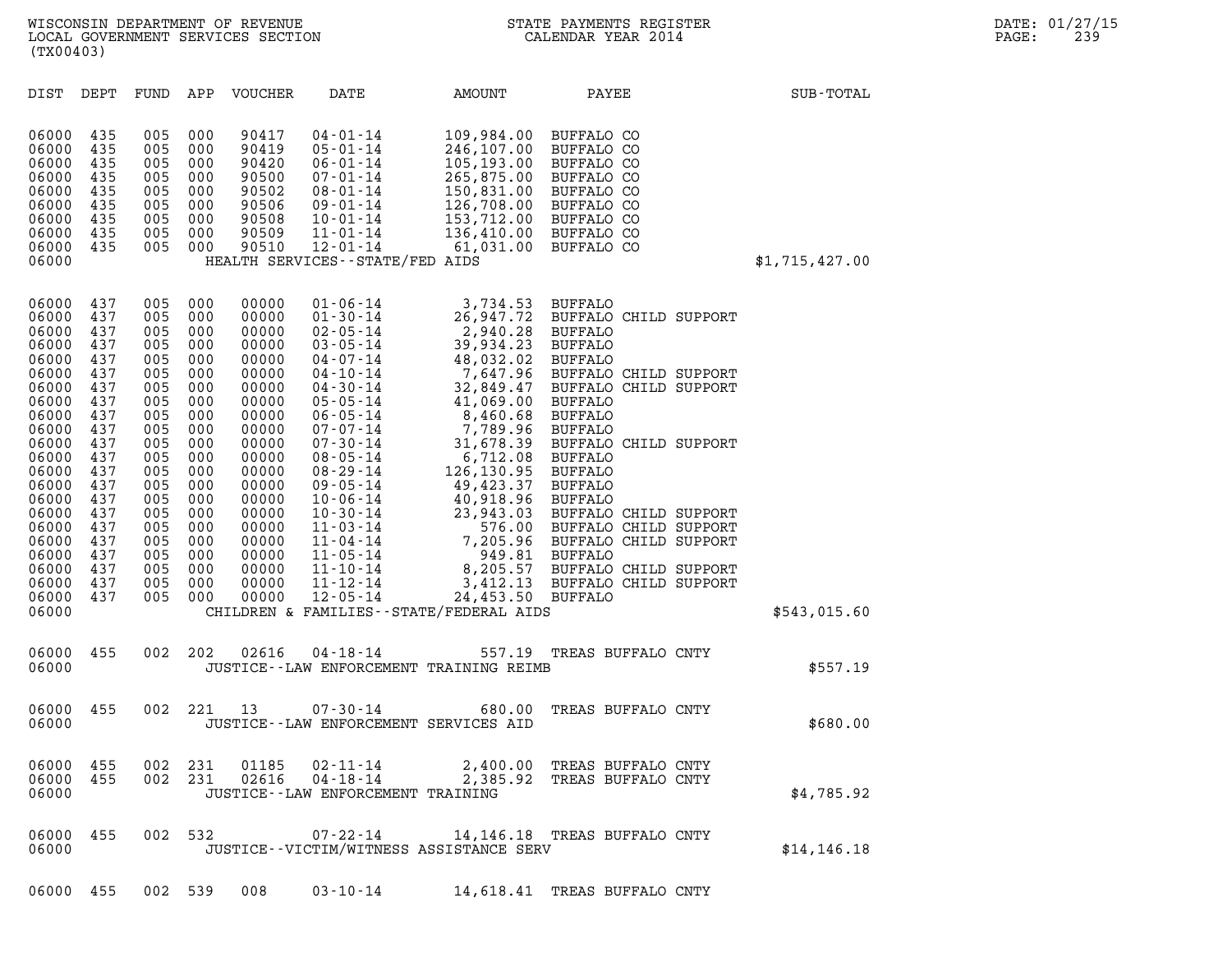| DIST | DEPT | FUND | APP | VOUCHER | DATE | AMOUNT | PAYEE | SUB-TOTAL |
|---|---|---|---|---|---|---|---|---|
| 06000 | 435 | 005 | 000 | 90417 | 04-01-14 | 109,984.00 | BUFFALO CO | |
| 06000 | 435 | 005 | 000 | 90419 | 05-01-14 | 246,107.00 | BUFFALO CO | |
| 06000 | 435 | 005 | 000 | 90420 | 06-01-14 | 105,193.00 | BUFFALO CO | |
| 06000 | 435 | 005 | 000 | 90500 | 07-01-14 | 265,875.00 | BUFFALO CO | |
| 06000 | 435 | 005 | 000 | 90502 | 08-01-14 | 150,831.00 | BUFFALO CO | |
| 06000 | 435 | 005 | 000 | 90506 | 09-01-14 | 126,708.00 | BUFFALO CO | |
| 06000 | 435 | 005 | 000 | 90508 | 10-01-14 | 153,712.00 | BUFFALO CO | |
| 06000 | 435 | 005 | 000 | 90509 | 11-01-14 | 136,410.00 | BUFFALO CO | |
| 06000 | 435 | 005 | 000 | 90510 | 12-01-14 | 61,031.00 | BUFFALO CO | |
| 06000 | | | | | HEALTH SERVICES--STATE/FED AIDS | | | $1,715,427.00 |
| 06000 | 437 | 005 | 000 | 00000 | 01-06-14 | 3,734.53 | BUFFALO | |
| 06000 | 437 | 005 | 000 | 00000 | 01-30-14 | 26,947.72 | BUFFALO CHILD SUPPORT | |
| 06000 | 437 | 005 | 000 | 00000 | 02-05-14 | 2,940.28 | BUFFALO | |
| 06000 | 437 | 005 | 000 | 00000 | 03-05-14 | 39,934.23 | BUFFALO | |
| 06000 | 437 | 005 | 000 | 00000 | 04-07-14 | 48,032.02 | BUFFALO | |
| 06000 | 437 | 005 | 000 | 00000 | 04-10-14 | 7,647.96 | BUFFALO CHILD SUPPORT | |
| 06000 | 437 | 005 | 000 | 00000 | 04-30-14 | 32,849.47 | BUFFALO CHILD SUPPORT | |
| 06000 | 437 | 005 | 000 | 00000 | 05-05-14 | 41,069.00 | BUFFALO | |
| 06000 | 437 | 005 | 000 | 00000 | 06-05-14 | 8,460.68 | BUFFALO | |
| 06000 | 437 | 005 | 000 | 00000 | 07-07-14 | 7,789.96 | BUFFALO | |
| 06000 | 437 | 005 | 000 | 00000 | 07-30-14 | 31,678.39 | BUFFALO CHILD SUPPORT | |
| 06000 | 437 | 005 | 000 | 00000 | 08-05-14 | 6,712.08 | BUFFALO | |
| 06000 | 437 | 005 | 000 | 00000 | 08-29-14 | 126,130.95 | BUFFALO | |
| 06000 | 437 | 005 | 000 | 00000 | 09-05-14 | 49,423.37 | BUFFALO | |
| 06000 | 437 | 005 | 000 | 00000 | 10-06-14 | 40,918.96 | BUFFALO | |
| 06000 | 437 | 005 | 000 | 00000 | 10-30-14 | 23,943.03 | BUFFALO CHILD SUPPORT | |
| 06000 | 437 | 005 | 000 | 00000 | 11-03-14 | 576.00 | BUFFALO CHILD SUPPORT | |
| 06000 | 437 | 005 | 000 | 00000 | 11-04-14 | 7,205.96 | BUFFALO CHILD SUPPORT | |
| 06000 | 437 | 005 | 000 | 00000 | 11-05-14 | 949.81 | BUFFALO | |
| 06000 | 437 | 005 | 000 | 00000 | 11-10-14 | 8,205.57 | BUFFALO CHILD SUPPORT | |
| 06000 | 437 | 005 | 000 | 00000 | 11-12-14 | 3,412.13 | BUFFALO CHILD SUPPORT | |
| 06000 | 437 | 005 | 000 | 00000 | 12-05-14 | 24,453.50 | BUFFALO | |
| 06000 | | | | | CHILDREN & FAMILIES--STATE/FEDERAL AIDS | | | $543,015.60 |
| 06000 | 455 | 002 | 202 | 02616 | 04-18-14 | 557.19 | TREAS BUFFALO CNTY | |
| 06000 | | | | | JUSTICE--LAW ENFORCEMENT TRAINING REIMB | | | $557.19 |
| 06000 | 455 | 002 | 221 | 13 | 07-30-14 | 680.00 | TREAS BUFFALO CNTY | |
| 06000 | | | | | JUSTICE--LAW ENFORCEMENT SERVICES AID | | | $680.00 |
| 06000 | 455 | 002 | 231 | 01185 | 02-11-14 | 2,400.00 | TREAS BUFFALO CNTY | |
| 06000 | 455 | 002 | 231 | 02616 | 04-18-14 | 2,385.92 | TREAS BUFFALO CNTY | |
| 06000 | | | | | JUSTICE--LAW ENFORCEMENT TRAINING | | | $4,785.92 |
| 06000 | 455 | 002 | 532 | | 07-22-14 | 14,146.18 | TREAS BUFFALO CNTY | |
| 06000 | | | | | JUSTICE--VICTIM/WITNESS ASSISTANCE SERV | | | $14,146.18 |
| 06000 | 455 | 002 | 539 | 008 | 03-10-14 | 14,618.41 | TREAS BUFFALO CNTY | |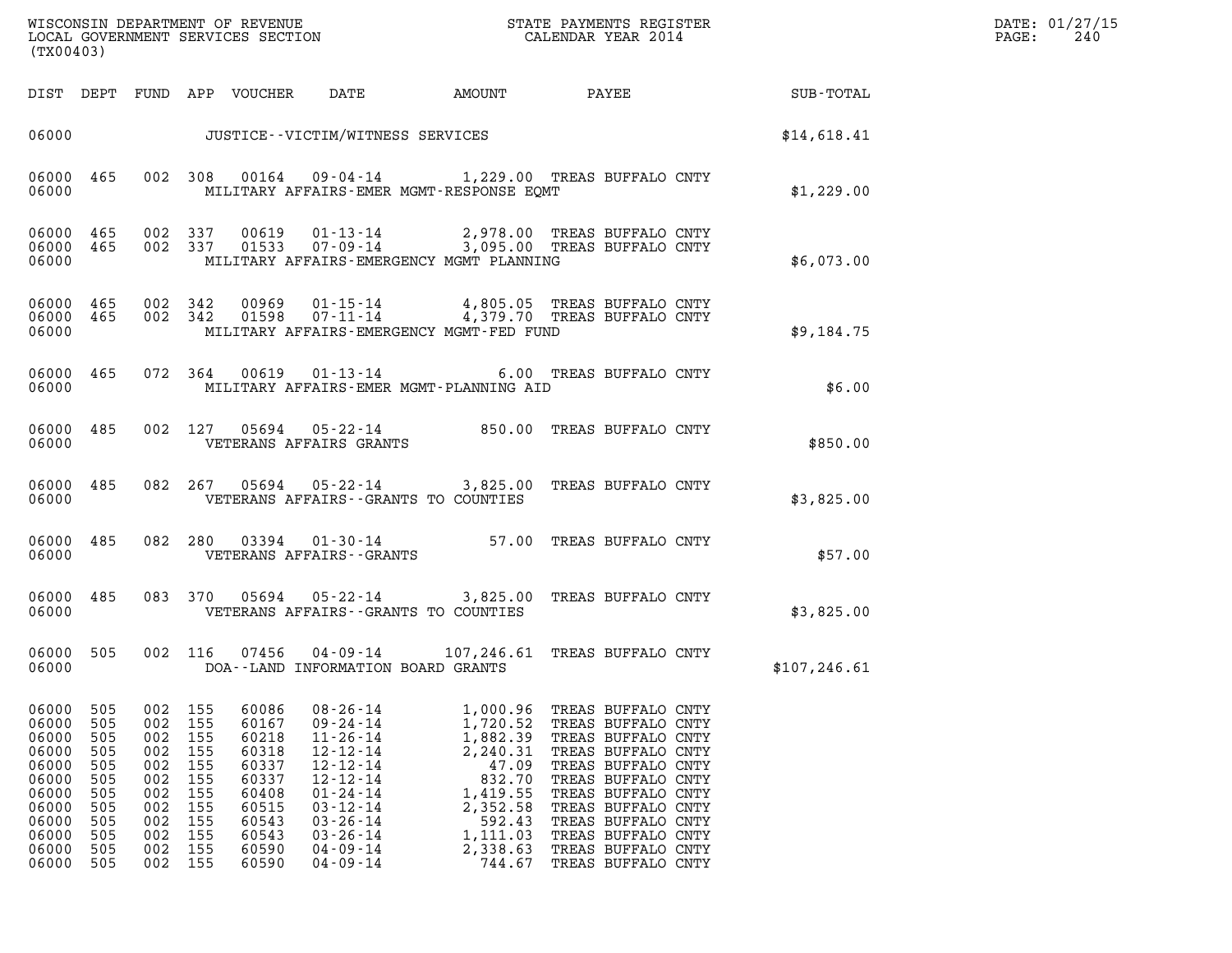WISCONSIN DEPARTMENT OF REVENUE
LOCAL GOVERNMENT SERVICES SECTION
(TX00403)

STATE PAYMENTS REGISTER
CALENDAR YEAR 2014

DATE: 01/27/15

| DIST | DEPT | FUND | APP | VOUCHER | DATE | AMOUNT | PAYEE | SUB-TOTAL |
|---|---|---|---|---|---|---|---|---|
| 06000 | | | | JUSTICE--VICTIM/WITNESS SERVICES | | | | $14,618.41 |
| 06000 | 465 | 002 | 308 | 00164 | 09-04-14 | 1,229.00 | TREAS BUFFALO CNTY | |
| 06000 | | | | MILITARY AFFAIRS-EMER MGMT-RESPONSE EQMT | | | | $1,229.00 |
| 06000 | 465 | 002 | 337 | 00619 | 01-13-14 | 2,978.00 | TREAS BUFFALO CNTY | |
| 06000 | 465 | 002 | 337 | 01533 | 07-09-14 | 3,095.00 | TREAS BUFFALO CNTY | |
| 06000 | | | | MILITARY AFFAIRS-EMERGENCY MGMT PLANNING | | | | $6,073.00 |
| 06000 | 465 | 002 | 342 | 00969 | 01-15-14 | 4,805.05 | TREAS BUFFALO CNTY | |
| 06000 | 465 | 002 | 342 | 01598 | 07-11-14 | 4,379.70 | TREAS BUFFALO CNTY | |
| 06000 | | | | MILITARY AFFAIRS-EMERGENCY MGMT-FED FUND | | | | $9,184.75 |
| 06000 | 465 | 072 | 364 | 00619 | 01-13-14 | 6.00 | TREAS BUFFALO CNTY | |
| 06000 | | | | MILITARY AFFAIRS-EMER MGMT-PLANNING AID | | | | $6.00 |
| 06000 | 485 | 002 | 127 | 05694 | 05-22-14 | 850.00 | TREAS BUFFALO CNTY | |
| 06000 | | | | VETERANS AFFAIRS GRANTS | | | | $850.00 |
| 06000 | 485 | 082 | 267 | 05694 | 05-22-14 | 3,825.00 | TREAS BUFFALO CNTY | |
| 06000 | | | | VETERANS AFFAIRS--GRANTS TO COUNTIES | | | | $3,825.00 |
| 06000 | 485 | 082 | 280 | 03394 | 01-30-14 | 57.00 | TREAS BUFFALO CNTY | |
| 06000 | | | | VETERANS AFFAIRS--GRANTS | | | | $57.00 |
| 06000 | 485 | 083 | 370 | 05694 | 05-22-14 | 3,825.00 | TREAS BUFFALO CNTY | |
| 06000 | | | | VETERANS AFFAIRS--GRANTS TO COUNTIES | | | | $3,825.00 |
| 06000 | 505 | 002 | 116 | 07456 | 04-09-14 | 107,246.61 | TREAS BUFFALO CNTY | |
| 06000 | | | | DOA--LAND INFORMATION BOARD GRANTS | | | | $107,246.61 |
| 06000 | 505 | 002 | 155 | 60086 | 08-26-14 | 1,000.96 | TREAS BUFFALO CNTY | |
| 06000 | 505 | 002 | 155 | 60167 | 09-24-14 | 1,720.52 | TREAS BUFFALO CNTY | |
| 06000 | 505 | 002 | 155 | 60218 | 11-26-14 | 1,882.39 | TREAS BUFFALO CNTY | |
| 06000 | 505 | 002 | 155 | 60318 | 12-12-14 | 2,240.31 | TREAS BUFFALO CNTY | |
| 06000 | 505 | 002 | 155 | 60337 | 12-12-14 | 47.09 | TREAS BUFFALO CNTY | |
| 06000 | 505 | 002 | 155 | 60337 | 12-12-14 | 832.70 | TREAS BUFFALO CNTY | |
| 06000 | 505 | 002 | 155 | 60408 | 01-24-14 | 1,419.55 | TREAS BUFFALO CNTY | |
| 06000 | 505 | 002 | 155 | 60515 | 03-12-14 | 2,352.58 | TREAS BUFFALO CNTY | |
| 06000 | 505 | 002 | 155 | 60543 | 03-26-14 | 592.43 | TREAS BUFFALO CNTY | |
| 06000 | 505 | 002 | 155 | 60543 | 03-26-14 | 1,111.03 | TREAS BUFFALO CNTY | |
| 06000 | 505 | 002 | 155 | 60590 | 04-09-14 | 2,338.63 | TREAS BUFFALO CNTY | |
| 06000 | 505 | 002 | 155 | 60590 | 04-09-14 | 744.67 | TREAS BUFFALO CNTY | |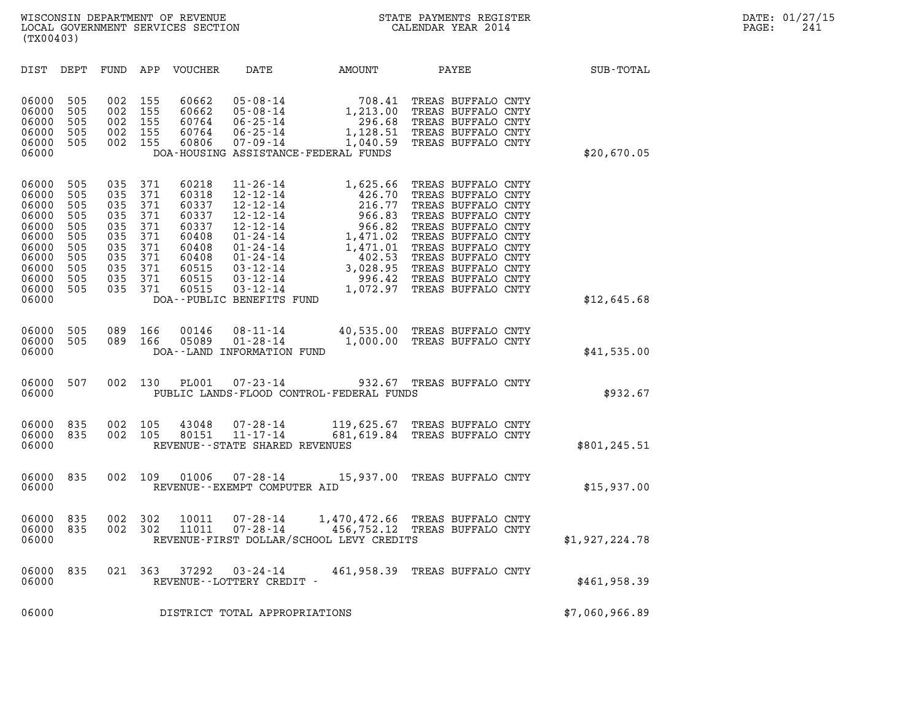WISCONSIN DEPARTMENT OF REVENUE
LOCAL GOVERNMENT SERVICES SECTION
(TX00403)

STATE PAYMENTS REGISTER
CALENDAR YEAR 2014

DATE: 01/27/15
PAGE: 241

| DIST | DEPT | FUND | APP | VOUCHER | DATE | AMOUNT | PAYEE | SUB-TOTAL |
|---|---|---|---|---|---|---|---|---|
| 06000 | 505 | 002 | 155 | 60662 | 05-08-14 | 708.41 | TREAS BUFFALO CNTY | |
| 06000 | 505 | 002 | 155 | 60662 | 05-08-14 | 1,213.00 | TREAS BUFFALO CNTY | |
| 06000 | 505 | 002 | 155 | 60764 | 06-25-14 | 296.68 | TREAS BUFFALO CNTY | |
| 06000 | 505 | 002 | 155 | 60764 | 06-25-14 | 1,128.51 | TREAS BUFFALO CNTY | |
| 06000 | 505 | 002 | 155 | 60806 | 07-09-14 | 1,040.59 | TREAS BUFFALO CNTY | |
| 06000 | | | | DOA-HOUSING ASSISTANCE-FEDERAL FUNDS | | | | $20,670.05 |
| 06000 | 505 | 035 | 371 | 60218 | 11-26-14 | 1,625.66 | TREAS BUFFALO CNTY | |
| 06000 | 505 | 035 | 371 | 60318 | 12-12-14 | 426.70 | TREAS BUFFALO CNTY | |
| 06000 | 505 | 035 | 371 | 60337 | 12-12-14 | 216.77 | TREAS BUFFALO CNTY | |
| 06000 | 505 | 035 | 371 | 60337 | 12-12-14 | 966.83 | TREAS BUFFALO CNTY | |
| 06000 | 505 | 035 | 371 | 60337 | 12-12-14 | 966.82 | TREAS BUFFALO CNTY | |
| 06000 | 505 | 035 | 371 | 60408 | 01-24-14 | 1,471.02 | TREAS BUFFALO CNTY | |
| 06000 | 505 | 035 | 371 | 60408 | 01-24-14 | 1,471.01 | TREAS BUFFALO CNTY | |
| 06000 | 505 | 035 | 371 | 60408 | 01-24-14 | 402.53 | TREAS BUFFALO CNTY | |
| 06000 | 505 | 035 | 371 | 60515 | 03-12-14 | 3,028.95 | TREAS BUFFALO CNTY | |
| 06000 | 505 | 035 | 371 | 60515 | 03-12-14 | 996.42 | TREAS BUFFALO CNTY | |
| 06000 | 505 | 035 | 371 | 60515 | 03-12-14 | 1,072.97 | TREAS BUFFALO CNTY | |
| 06000 | | | | DOA--PUBLIC BENEFITS FUND | | | | $12,645.68 |
| 06000 | 505 | 089 | 166 | 00146 | 08-11-14 | 40,535.00 | TREAS BUFFALO CNTY | |
| 06000 | 505 | 089 | 166 | 05089 | 01-28-14 | 1,000.00 | TREAS BUFFALO CNTY | |
| 06000 | | | | DOA--LAND INFORMATION FUND | | | | $41,535.00 |
| 06000 | 507 | 002 | 130 | PL001 | 07-23-14 | 932.67 | TREAS BUFFALO CNTY | |
| 06000 | | | | PUBLIC LANDS-FLOOD CONTROL-FEDERAL FUNDS | | | | $932.67 |
| 06000 | 835 | 002 | 105 | 43048 | 07-28-14 | 119,625.67 | TREAS BUFFALO CNTY | |
| 06000 | 835 | 002 | 105 | 80151 | 11-17-14 | 681,619.84 | TREAS BUFFALO CNTY | |
| 06000 | | | | REVENUE--STATE SHARED REVENUES | | | | $801,245.51 |
| 06000 | 835 | 002 | 109 | 01006 | 07-28-14 | 15,937.00 | TREAS BUFFALO CNTY | |
| 06000 | | | | REVENUE--EXEMPT COMPUTER AID | | | | $15,937.00 |
| 06000 | 835 | 002 | 302 | 10011 | 07-28-14 | 1,470,472.66 | TREAS BUFFALO CNTY | |
| 06000 | 835 | 002 | 302 | 11011 | 07-28-14 | 456,752.12 | TREAS BUFFALO CNTY | |
| 06000 | | | | REVENUE-FIRST DOLLAR/SCHOOL LEVY CREDITS | | | | $1,927,224.78 |
| 06000 | 835 | 021 | 363 | 37292 | 03-24-14 | 461,958.39 | TREAS BUFFALO CNTY | |
| 06000 | | | | REVENUE--LOTTERY CREDIT - | | | | $461,958.39 |
| 06000 | | | | DISTRICT TOTAL APPROPRIATIONS | | | | $7,060,966.89 |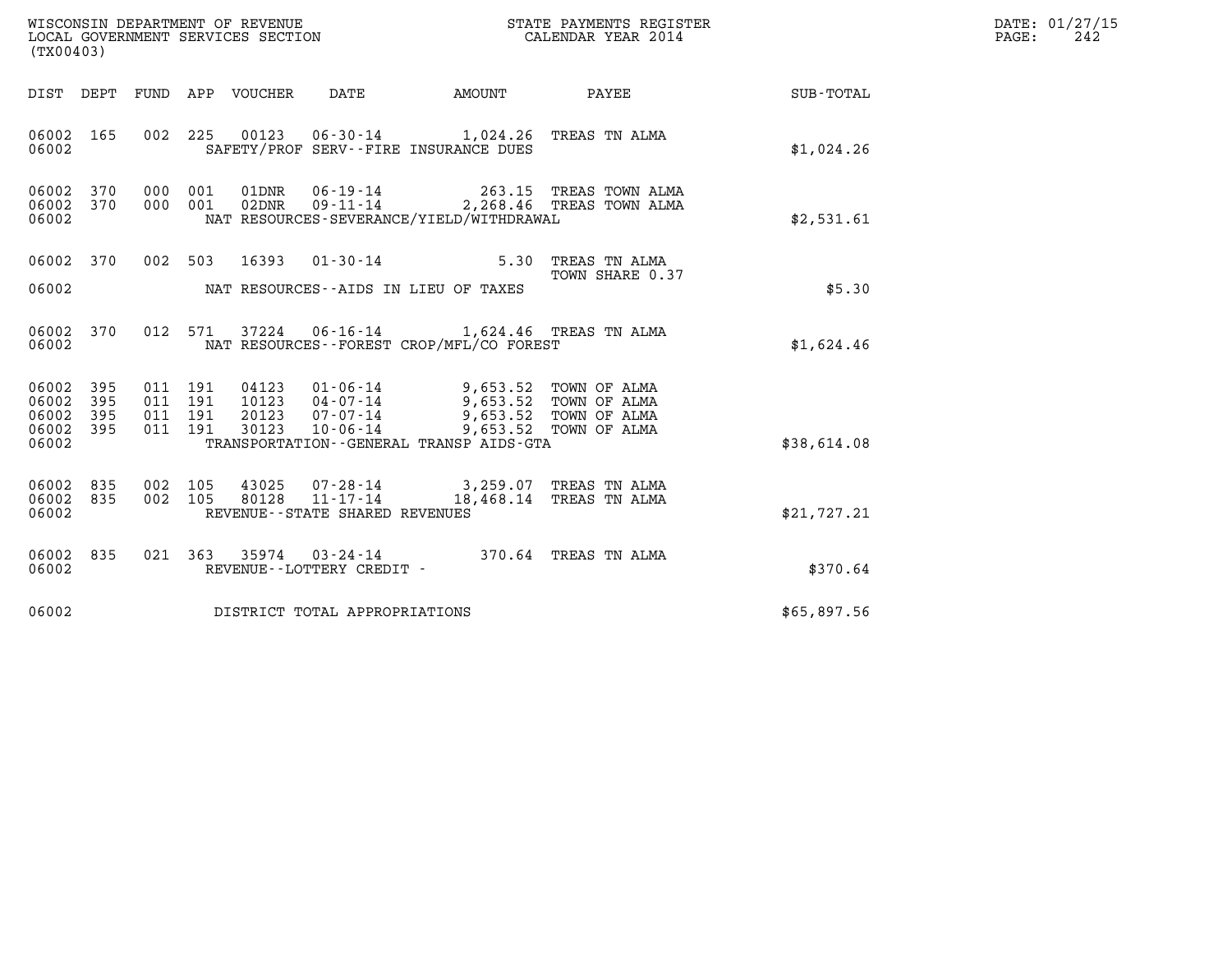WISCONSIN DEPARTMENT OF REVENUE
LOCAL GOVERNMENT SERVICES SECTION
(TX00403)

STATE PAYMENTS REGISTER
CALENDAR YEAR 2014

DATE: 01/27/15
PAGE: 242

| DIST | DEPT | FUND | APP | VOUCHER | DATE | AMOUNT | PAYEE | SUB-TOTAL |
|---|---|---|---|---|---|---|---|---|
| 06002 | 165 | 002 | 225 | 00123 | 06-30-14 | 1,024.26 | TREAS TN ALMA | |
| 06002 | | | | | SAFETY/PROF SERV--FIRE INSURANCE DUES | | | $1,024.26 |
| 06002 | 370 | 000 | 001 | 01DNR | 06-19-14 | 263.15 | TREAS TOWN ALMA | |
| 06002 | 370 | 000 | 001 | 02DNR | 09-11-14 | 2,268.46 | TREAS TOWN ALMA | |
| 06002 | | | | | NAT RESOURCES-SEVERANCE/YIELD/WITHDRAWAL | | | $2,531.61 |
| 06002 | 370 | 002 | 503 | 16393 | 01-30-14 | 5.30 | TREAS TN ALMA TOWN SHARE 0.37 | |
| 06002 | | | | | NAT RESOURCES--AIDS IN LIEU OF TAXES | | | $5.30 |
| 06002 | 370 | 012 | 571 | 37224 | 06-16-14 | 1,624.46 | TREAS TN ALMA | |
| 06002 | | | | | NAT RESOURCES--FOREST CROP/MFL/CO FOREST | | | $1,624.46 |
| 06002 | 395 | 011 | 191 | 04123 | 01-06-14 | 9,653.52 | TOWN OF ALMA | |
| 06002 | 395 | 011 | 191 | 10123 | 04-07-14 | 9,653.52 | TOWN OF ALMA | |
| 06002 | 395 | 011 | 191 | 20123 | 07-07-14 | 9,653.52 | TOWN OF ALMA | |
| 06002 | 395 | 011 | 191 | 30123 | 10-06-14 | 9,653.52 | TOWN OF ALMA | |
| 06002 | | | | | TRANSPORTATION--GENERAL TRANSP AIDS-GTA | | | $38,614.08 |
| 06002 | 835 | 002 | 105 | 43025 | 07-28-14 | 3,259.07 | TREAS TN ALMA | |
| 06002 | 835 | 002 | 105 | 80128 | 11-17-14 | 18,468.14 | TREAS TN ALMA | |
| 06002 | | | | | REVENUE--STATE SHARED REVENUES | | | $21,727.21 |
| 06002 | 835 | 021 | 363 | 35974 | 03-24-14 | 370.64 | TREAS TN ALMA | |
| 06002 | | | | | REVENUE--LOTTERY CREDIT - | | | $370.64 |
| 06002 | | | | | DISTRICT TOTAL APPROPRIATIONS | | | $65,897.56 |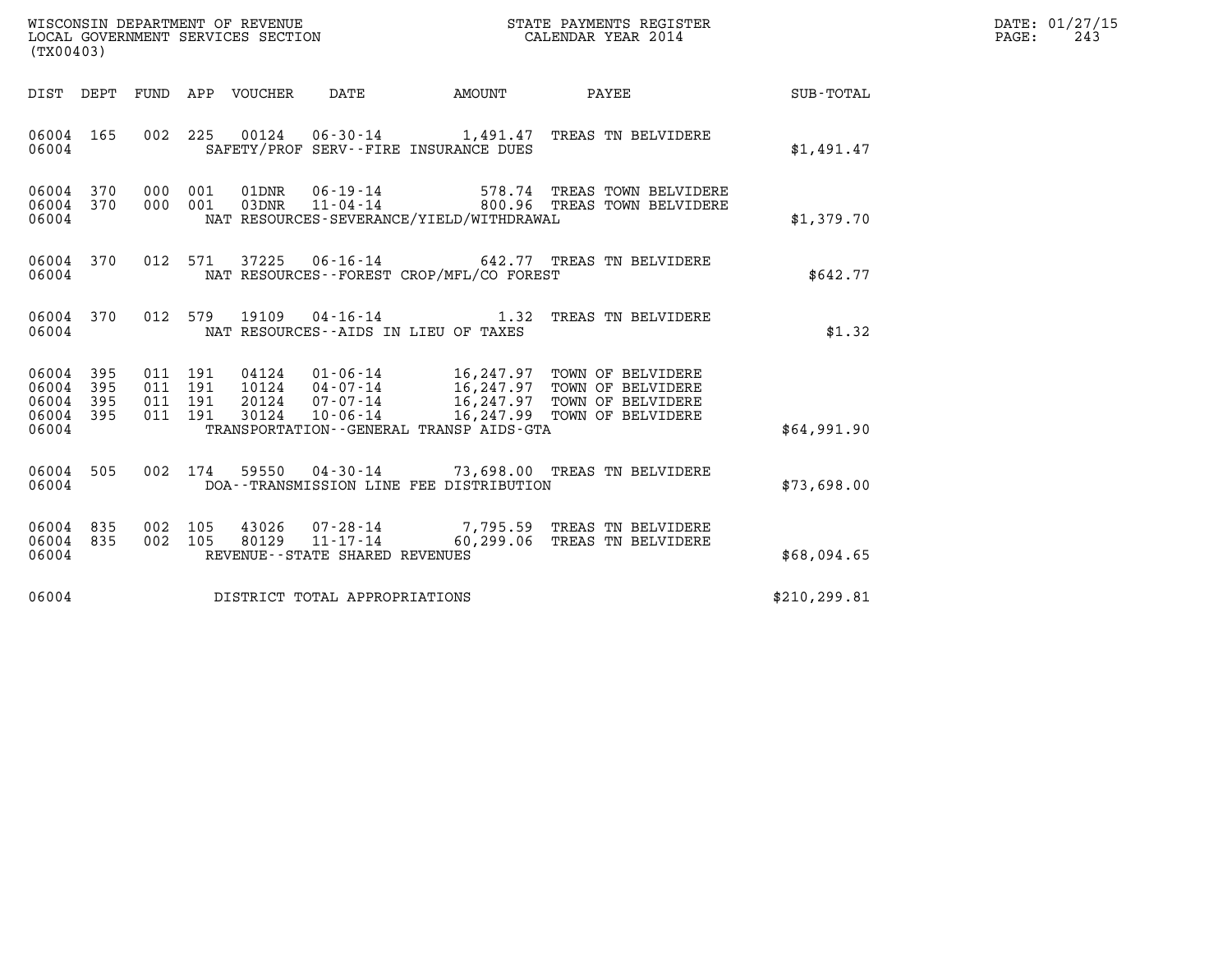WISCONSIN DEPARTMENT OF REVENUE
LOCAL GOVERNMENT SERVICES SECTION
(TX00403)

STATE PAYMENTS REGISTER
CALENDAR YEAR 2014

DATE: 01/27/15
PAGE: 243

| DIST | DEPT | FUND | APP | VOUCHER | DATE | AMOUNT | PAYEE | SUB-TOTAL |
|---|---|---|---|---|---|---|---|---|
| 06004 | 165 | 002 | 225 | 00124 | 06-30-14 | 1,491.47 | TREAS TN BELVIDERE | |
| 06004 | | | | SAFETY/PROF SERV--FIRE INSURANCE DUES | | | | $1,491.47 |
| 06004 | 370 | 000 | 001 | 01DNR | 06-19-14 | 578.74 | TREAS TOWN BELVIDERE | |
| 06004 | 370 | 000 | 001 | 03DNR | 11-04-14 | 800.96 | TREAS TOWN BELVIDERE | |
| 06004 | | | | NAT RESOURCES-SEVERANCE/YIELD/WITHDRAWAL | | | | $1,379.70 |
| 06004 | 370 | 012 | 571 | 37225 | 06-16-14 | 642.77 | TREAS TN BELVIDERE | |
| 06004 | | | | NAT RESOURCES--FOREST CROP/MFL/CO FOREST | | | | $642.77 |
| 06004 | 370 | 012 | 579 | 19109 | 04-16-14 | 1.32 | TREAS TN BELVIDERE | |
| 06004 | | | | NAT RESOURCES--AIDS IN LIEU OF TAXES | | | | $1.32 |
| 06004 | 395 | 011 | 191 | 04124 | 01-06-14 | 16,247.97 | TOWN OF BELVIDERE | |
| 06004 | 395 | 011 | 191 | 10124 | 04-07-14 | 16,247.97 | TOWN OF BELVIDERE | |
| 06004 | 395 | 011 | 191 | 20124 | 07-07-14 | 16,247.97 | TOWN OF BELVIDERE | |
| 06004 | 395 | 011 | 191 | 30124 | 10-06-14 | 16,247.99 | TOWN OF BELVIDERE | |
| 06004 | | | | TRANSPORTATION--GENERAL TRANSP AIDS-GTA | | | | $64,991.90 |
| 06004 | 505 | 002 | 174 | 59550 | 04-30-14 | 73,698.00 | TREAS TN BELVIDERE | |
| 06004 | | | | DOA--TRANSMISSION LINE FEE DISTRIBUTION | | | | $73,698.00 |
| 06004 | 835 | 002 | 105 | 43026 | 07-28-14 | 7,795.59 | TREAS TN BELVIDERE | |
| 06004 | 835 | 002 | 105 | 80129 | 11-17-14 | 60,299.06 | TREAS TN BELVIDERE | |
| 06004 | | | | REVENUE--STATE SHARED REVENUES | | | | $68,094.65 |
| 06004 | | | | DISTRICT TOTAL APPROPRIATIONS | | | | $210,299.81 |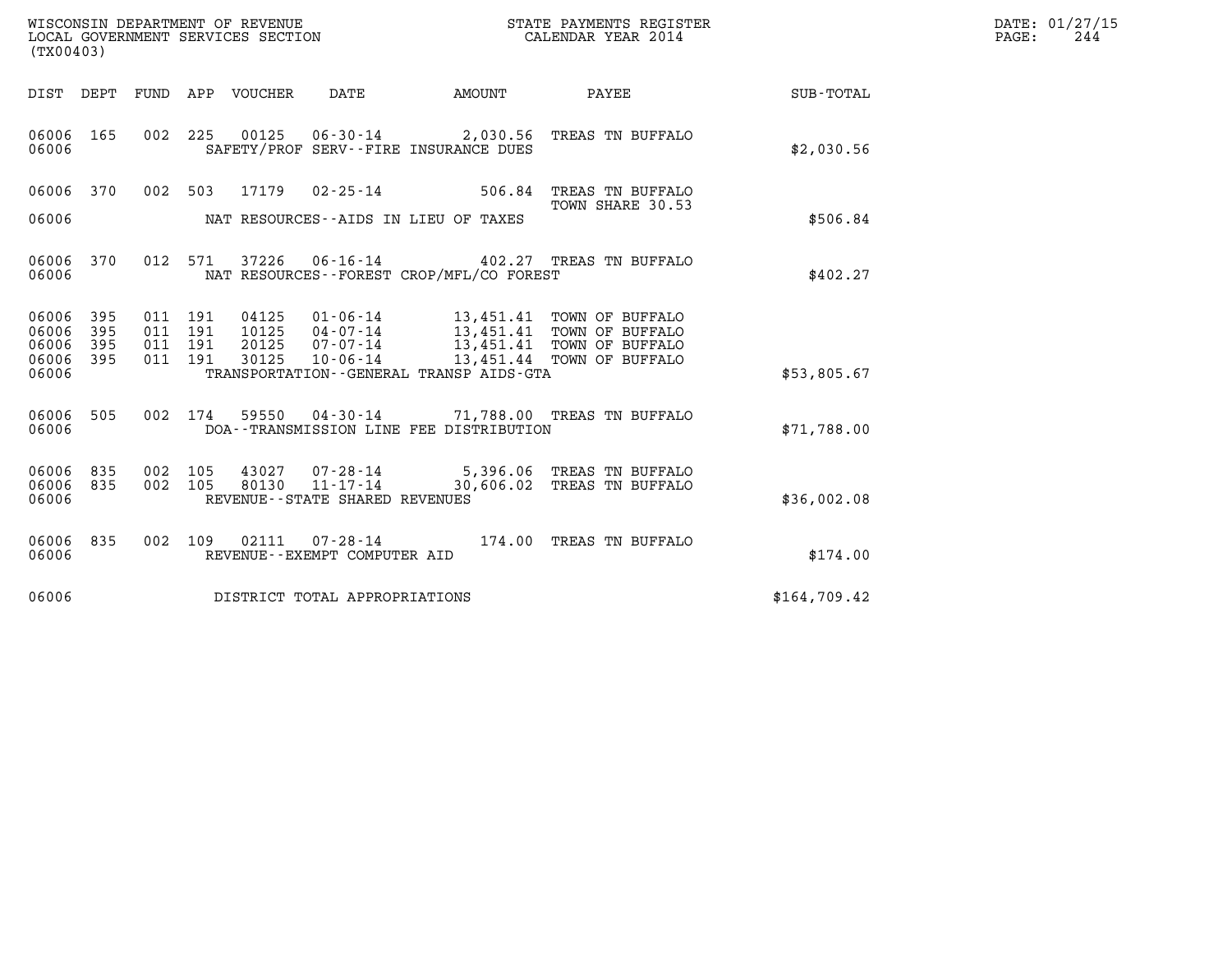WISCONSIN DEPARTMENT OF REVENUE
LOCAL GOVERNMENT SERVICES SECTION
(TX00403)

STATE PAYMENTS REGISTER
CALENDAR YEAR 2014

DATE: 01/27/15

| DIST | DEPT | FUND | APP | VOUCHER | DATE | AMOUNT | PAYEE | SUB-TOTAL |
|---|---|---|---|---|---|---|---|---|
| 06006 | 165 | 002 | 225 | 00125 | 06-30-14 | 2,030.56 | TREAS TN BUFFALO | |
| 06006 | | | | | SAFETY/PROF SERV--FIRE INSURANCE DUES | | | $2,030.56 |
| 06006 | 370 | 002 | 503 | 17179 | 02-25-14 | 506.84 | TREAS TN BUFFALO TOWN SHARE 30.53 | |
| 06006 | | | | | NAT RESOURCES--AIDS IN LIEU OF TAXES | | | $506.84 |
| 06006 | 370 | 012 | 571 | 37226 | 06-16-14 | 402.27 | TREAS TN BUFFALO | |
| 06006 | | | | | NAT RESOURCES--FOREST CROP/MFL/CO FOREST | | | $402.27 |
| 06006 | 395 | 011 | 191 | 04125 | 01-06-14 | 13,451.41 | TOWN OF BUFFALO | |
| 06006 | 395 | 011 | 191 | 10125 | 04-07-14 | 13,451.41 | TOWN OF BUFFALO | |
| 06006 | 395 | 011 | 191 | 20125 | 07-07-14 | 13,451.41 | TOWN OF BUFFALO | |
| 06006 | 395 | 011 | 191 | 30125 | 10-06-14 | 13,451.44 | TOWN OF BUFFALO | |
| 06006 | | | | | TRANSPORTATION--GENERAL TRANSP AIDS-GTA | | | $53,805.67 |
| 06006 | 505 | 002 | 174 | 59550 | 04-30-14 | 71,788.00 | TREAS TN BUFFALO | |
| 06006 | | | | | DOA--TRANSMISSION LINE FEE DISTRIBUTION | | | $71,788.00 |
| 06006 | 835 | 002 | 105 | 43027 | 07-28-14 | 5,396.06 | TREAS TN BUFFALO | |
| 06006 | 835 | 002 | 105 | 80130 | 11-17-14 | 30,606.02 | TREAS TN BUFFALO | |
| 06006 | | | | | REVENUE--STATE SHARED REVENUES | | | $36,002.08 |
| 06006 | 835 | 002 | 109 | 02111 | 07-28-14 | 174.00 | TREAS TN BUFFALO | |
| 06006 | | | | | REVENUE--EXEMPT COMPUTER AID | | | $174.00 |
| 06006 | | | | | DISTRICT TOTAL APPROPRIATIONS | | | $164,709.42 |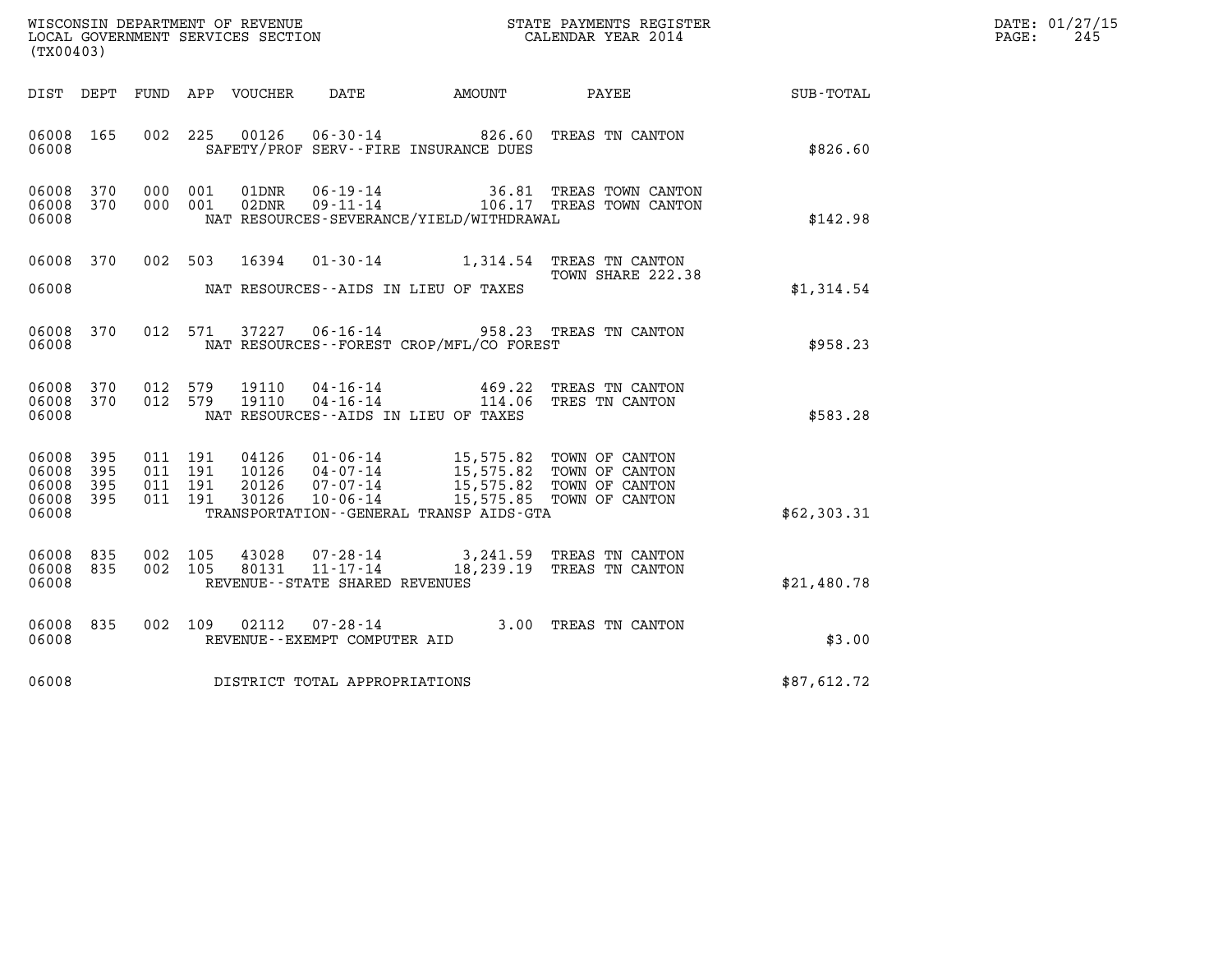WISCONSIN DEPARTMENT OF REVENUE
LOCAL GOVERNMENT SERVICES SECTION
(TX00403)

STATE PAYMENTS REGISTER
CALENDAR YEAR 2014

DATE: 01/27/15
PAGE: 245

| DIST | DEPT | FUND | APP | VOUCHER | DATE | AMOUNT | PAYEE | SUB-TOTAL |
|---|---|---|---|---|---|---|---|---|
| 06008 | 165 | 002 | 225 | 00126 | 06-30-14 | 826.60 | TREAS TN CANTON | |
| 06008 | | | | | SAFETY/PROF SERV--FIRE INSURANCE DUES | | | $826.60 |
| 06008 | 370 | 000 | 001 | 01DNR | 06-19-14 | 36.81 | TREAS TOWN CANTON | |
| 06008 | 370 | 000 | 001 | 02DNR | 09-11-14 | 106.17 | TREAS TOWN CANTON | |
| 06008 | | | | | NAT RESOURCES-SEVERANCE/YIELD/WITHDRAWAL | | | $142.98 |
| 06008 | 370 | 002 | 503 | 16394 | 01-30-14 | 1,314.54 | TREAS TN CANTON TOWN SHARE 222.38 | |
| 06008 | | | | | NAT RESOURCES--AIDS IN LIEU OF TAXES | | | $1,314.54 |
| 06008 | 370 | 012 | 571 | 37227 | 06-16-14 | 958.23 | TREAS TN CANTON | |
| 06008 | | | | | NAT RESOURCES--FOREST CROP/MFL/CO FOREST | | | $958.23 |
| 06008 | 370 | 012 | 579 | 19110 | 04-16-14 | 469.22 | TREAS TN CANTON | |
| 06008 | 370 | 012 | 579 | 19110 | 04-16-14 | 114.06 | TRES TN CANTON | |
| 06008 | | | | | NAT RESOURCES--AIDS IN LIEU OF TAXES | | | $583.28 |
| 06008 | 395 | 011 | 191 | 04126 | 01-06-14 | 15,575.82 | TOWN OF CANTON | |
| 06008 | 395 | 011 | 191 | 10126 | 04-07-14 | 15,575.82 | TOWN OF CANTON | |
| 06008 | 395 | 011 | 191 | 20126 | 07-07-14 | 15,575.82 | TOWN OF CANTON | |
| 06008 | 395 | 011 | 191 | 30126 | 10-06-14 | 15,575.85 | TOWN OF CANTON | |
| 06008 | | | | | TRANSPORTATION--GENERAL TRANSP AIDS-GTA | | | $62,303.31 |
| 06008 | 835 | 002 | 105 | 43028 | 07-28-14 | 3,241.59 | TREAS TN CANTON | |
| 06008 | 835 | 002 | 105 | 80131 | 11-17-14 | 18,239.19 | TREAS TN CANTON | |
| 06008 | | | | | REVENUE--STATE SHARED REVENUES | | | $21,480.78 |
| 06008 | 835 | 002 | 109 | 02112 | 07-28-14 | 3.00 | TREAS TN CANTON | |
| 06008 | | | | | REVENUE--EXEMPT COMPUTER AID | | | $3.00 |
| 06008 | | | | | DISTRICT TOTAL APPROPRIATIONS | | | $87,612.72 |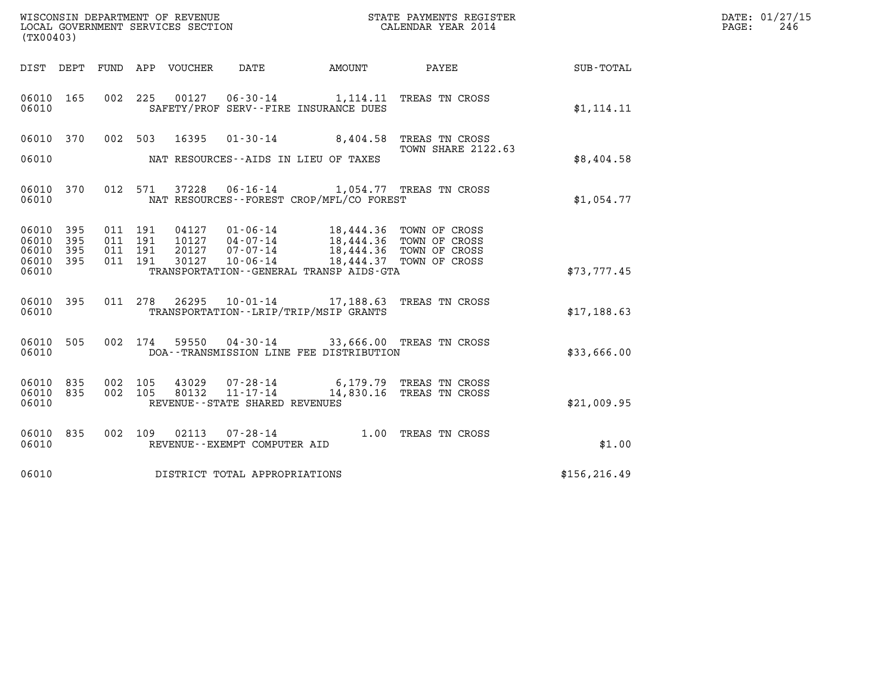WISCONSIN DEPARTMENT OF REVENUE
LOCAL GOVERNMENT SERVICES SECTION
(TX00403)

STATE PAYMENTS REGISTER
CALENDAR YEAR 2014

DATE: 01/27/15
PAGE: 246

| DIST | DEPT | FUND | APP | VOUCHER | DATE | AMOUNT | PAYEE | SUB-TOTAL |
|---|---|---|---|---|---|---|---|---|
| 06010 | 165 | 002 | 225 | 00127 | 06-30-14 | 1,114.11 | TREAS TN CROSS | |
| 06010 | | | | | SAFETY/PROF SERV--FIRE INSURANCE DUES | | | $1,114.11 |
| 06010 | 370 | 002 | 503 | 16395 | 01-30-14 | 8,404.58 | TREAS TN CROSS<br>TOWN SHARE 2122.63 | |
| 06010 | | | | | NAT RESOURCES--AIDS IN LIEU OF TAXES | | | $8,404.58 |
| 06010 | 370 | 012 | 571 | 37228 | 06-16-14 | 1,054.77 | TREAS TN CROSS | |
| 06010 | | | | | NAT RESOURCES--FOREST CROP/MFL/CO FOREST | | | $1,054.77 |
| 06010 | 395 | 011 | 191 | 04127 | 01-06-14 | 18,444.36 | TOWN OF CROSS | |
| 06010 | 395 | 011 | 191 | 10127 | 04-07-14 | 18,444.36 | TOWN OF CROSS | |
| 06010 | 395 | 011 | 191 | 20127 | 07-07-14 | 18,444.36 | TOWN OF CROSS | |
| 06010 | 395 | 011 | 191 | 30127 | 10-06-14 | 18,444.37 | TOWN OF CROSS | |
| 06010 | | | | | TRANSPORTATION--GENERAL TRANSP AIDS-GTA | | | $73,777.45 |
| 06010 | 395 | 011 | 278 | 26295 | 10-01-14 | 17,188.63 | TREAS TN CROSS | |
| 06010 | | | | | TRANSPORTATION--LRIP/TRIP/MSIP GRANTS | | | $17,188.63 |
| 06010 | 505 | 002 | 174 | 59550 | 04-30-14 | 33,666.00 | TREAS TN CROSS | |
| 06010 | | | | | DOA--TRANSMISSION LINE FEE DISTRIBUTION | | | $33,666.00 |
| 06010 | 835 | 002 | 105 | 43029 | 07-28-14 | 6,179.79 | TREAS TN CROSS | |
| 06010 | 835 | 002 | 105 | 80132 | 11-17-14 | 14,830.16 | TREAS TN CROSS | |
| 06010 | | | | | REVENUE--STATE SHARED REVENUES | | | $21,009.95 |
| 06010 | 835 | 002 | 109 | 02113 | 07-28-14 | 1.00 | TREAS TN CROSS | |
| 06010 | | | | | REVENUE--EXEMPT COMPUTER AID | | | $1.00 |
| 06010 | | | | | DISTRICT TOTAL APPROPRIATIONS | | | $156,216.49 |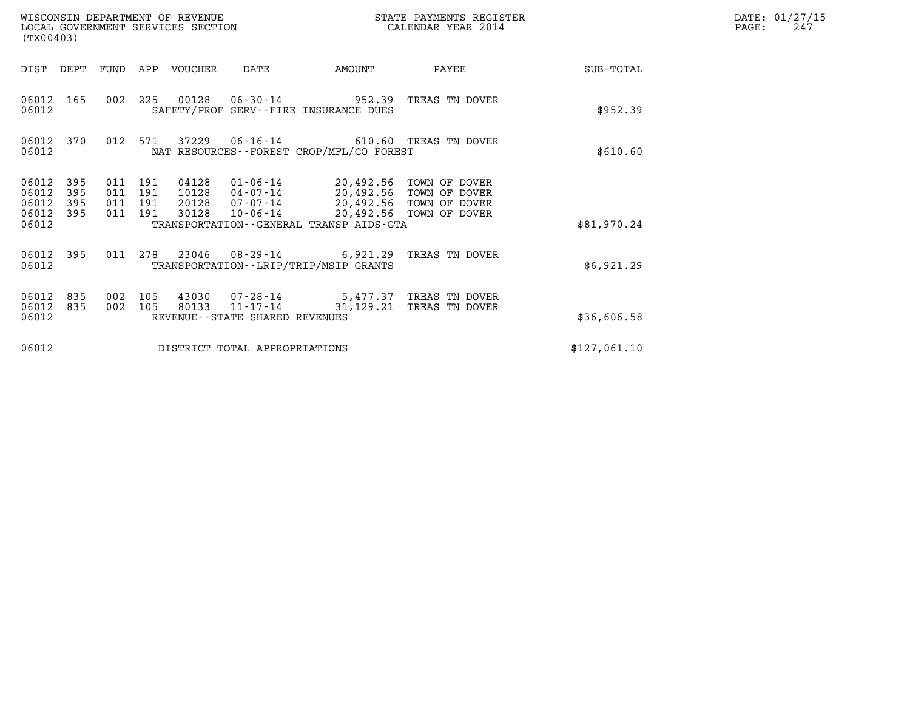WISCONSIN DEPARTMENT OF REVENUE
LOCAL GOVERNMENT SERVICES SECTION
(TX00403)

STATE PAYMENTS REGISTER
CALENDAR YEAR 2014

DATE: 01/27/15

| DIST | DEPT | FUND | APP | VOUCHER | DATE | AMOUNT | PAYEE | SUB-TOTAL |
|---|---|---|---|---|---|---|---|---|
| 06012 | 165 | 002 | 225 | 00128 | 06-30-14 | 952.39 | TREAS TN DOVER | |
| 06012 | | | | SAFETY/PROF SERV--FIRE INSURANCE DUES | | | | $952.39 |
| 06012 | 370 | 012 | 571 | 37229 | 06-16-14 | 610.60 | TREAS TN DOVER | |
| 06012 | | | | NAT RESOURCES--FOREST CROP/MFL/CO FOREST | | | | $610.60 |
| 06012 | 395 | 011 | 191 | 04128 | 01-06-14 | 20,492.56 | TOWN OF DOVER | |
| 06012 | 395 | 011 | 191 | 10128 | 04-07-14 | 20,492.56 | TOWN OF DOVER | |
| 06012 | 395 | 011 | 191 | 20128 | 07-07-14 | 20,492.56 | TOWN OF DOVER | |
| 06012 | 395 | 011 | 191 | 30128 | 10-06-14 | 20,492.56 | TOWN OF DOVER | |
| 06012 | | | | TRANSPORTATION--GENERAL TRANSP AIDS-GTA | | | | $81,970.24 |
| 06012 | 395 | 011 | 278 | 23046 | 08-29-14 | 6,921.29 | TREAS TN DOVER | |
| 06012 | | | | TRANSPORTATION--LRIP/TRIP/MSIP GRANTS | | | | $6,921.29 |
| 06012 | 835 | 002 | 105 | 43030 | 07-28-14 | 5,477.37 | TREAS TN DOVER | |
| 06012 | 835 | 002 | 105 | 80133 | 11-17-14 | 31,129.21 | TREAS TN DOVER | |
| 06012 | | | | REVENUE--STATE SHARED REVENUES | | | | $36,606.58 |
| 06012 | | | | DISTRICT TOTAL APPROPRIATIONS | | | | $127,061.10 |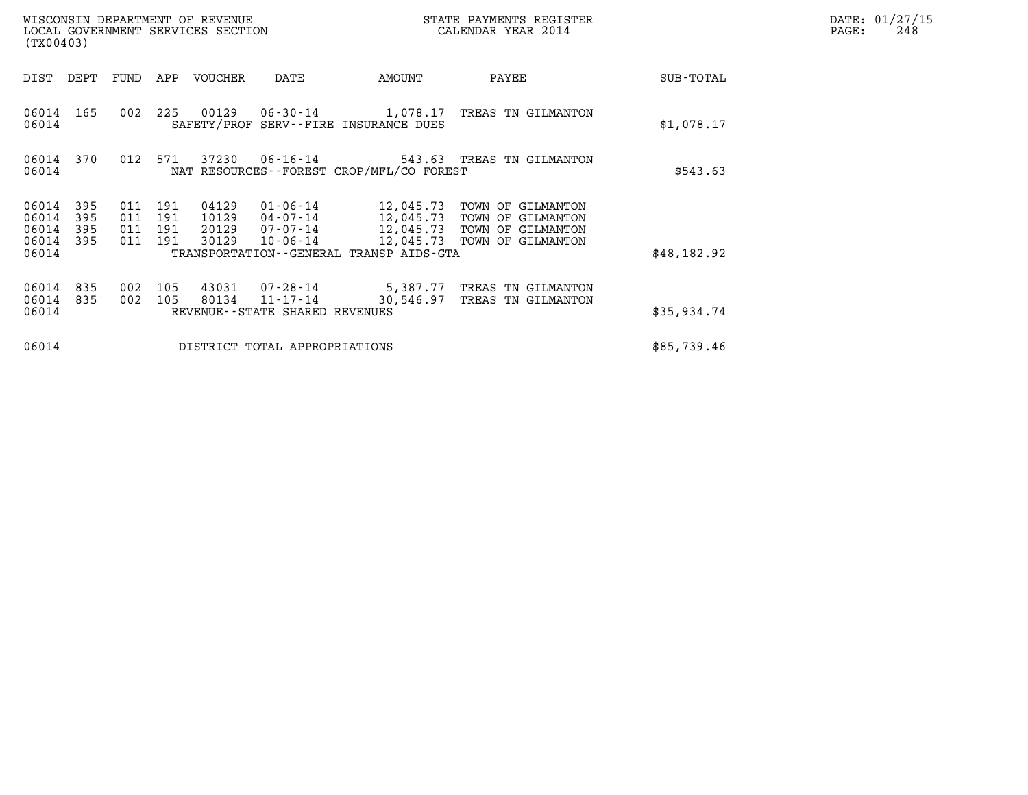WISCONSIN DEPARTMENT OF REVENUE
LOCAL GOVERNMENT SERVICES SECTION
(TX00403)

STATE PAYMENTS REGISTER
CALENDAR YEAR 2014

DATE: 01/27/15

| DIST | DEPT | FUND | APP | VOUCHER | DATE | AMOUNT | PAYEE | SUB-TOTAL |
|---|---|---|---|---|---|---|---|---|
| 06014 | 165 | 002 | 225 | 00129 | 06-30-14 | 1,078.17 | TREAS TN GILMANTON | |
| 06014 | | | | SAFETY/PROF SERV--FIRE INSURANCE DUES | | | | $1,078.17 |
| 06014 | 370 | 012 | 571 | 37230 | 06-16-14 | 543.63 | TREAS TN GILMANTON | |
| 06014 | | | | NAT RESOURCES--FOREST CROP/MFL/CO FOREST | | | | $543.63 |
| 06014 | 395 | 011 | 191 | 04129 | 01-06-14 | 12,045.73 | TOWN OF GILMANTON | |
| 06014 | 395 | 011 | 191 | 10129 | 04-07-14 | 12,045.73 | TOWN OF GILMANTON | |
| 06014 | 395 | 011 | 191 | 20129 | 07-07-14 | 12,045.73 | TOWN OF GILMANTON | |
| 06014 | 395 | 011 | 191 | 30129 | 10-06-14 | 12,045.73 | TOWN OF GILMANTON | |
| 06014 | | | | TRANSPORTATION--GENERAL TRANSP AIDS-GTA | | | | $48,182.92 |
| 06014 | 835 | 002 | 105 | 43031 | 07-28-14 | 5,387.77 | TREAS TN GILMANTON | |
| 06014 | 835 | 002 | 105 | 80134 | 11-17-14 | 30,546.97 | TREAS TN GILMANTON | |
| 06014 | | | | REVENUE--STATE SHARED REVENUES | | | | $35,934.74 |
| 06014 | | | | DISTRICT TOTAL APPROPRIATIONS | | | | $85,739.46 |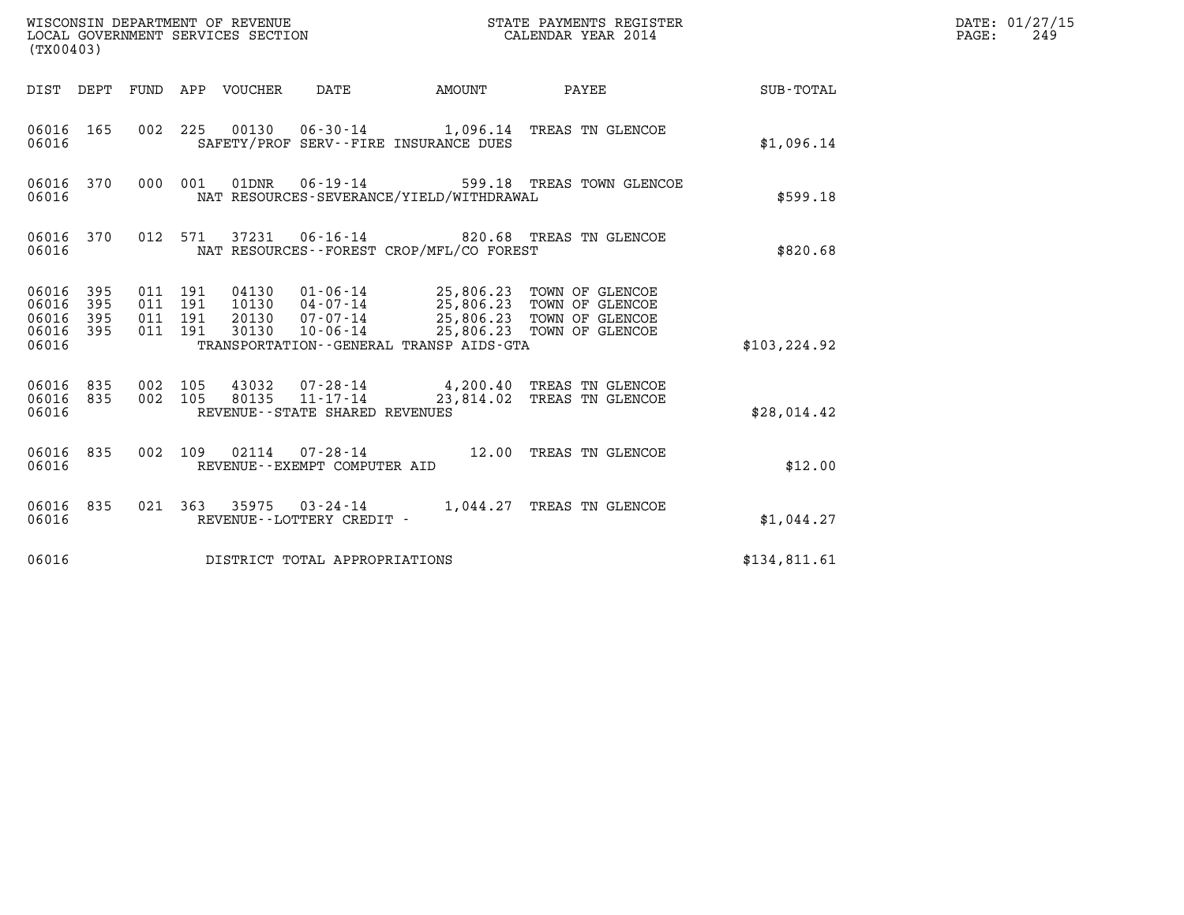WISCONSIN DEPARTMENT OF REVENUE
LOCAL GOVERNMENT SERVICES SECTION
(TX00403)

STATE PAYMENTS REGISTER
CALENDAR YEAR 2014

DATE: 01/27/15

| DIST | DEPT | FUND | APP | VOUCHER | DATE | AMOUNT | PAYEE | SUB-TOTAL |
|---|---|---|---|---|---|---|---|---|
| 06016 | 165 | 002 | 225 | 00130 | 06-30-14 | 1,096.14 | TREAS TN GLENCOE | |
| 06016 | | | | SAFETY/PROF SERV--FIRE INSURANCE DUES | | | | $1,096.14 |
| 06016 | 370 | 000 | 001 | 01DNR | 06-19-14 | 599.18 | TREAS TOWN GLENCOE | |
| 06016 | | | | NAT RESOURCES-SEVERANCE/YIELD/WITHDRAWAL | | | | $599.18 |
| 06016 | 370 | 012 | 571 | 37231 | 06-16-14 | 820.68 | TREAS TN GLENCOE | |
| 06016 | | | | NAT RESOURCES--FOREST CROP/MFL/CO FOREST | | | | $820.68 |
| 06016 | 395 | 011 | 191 | 04130 | 01-06-14 | 25,806.23 | TOWN OF GLENCOE | |
| 06016 | 395 | 011 | 191 | 10130 | 04-07-14 | 25,806.23 | TOWN OF GLENCOE | |
| 06016 | 395 | 011 | 191 | 20130 | 07-07-14 | 25,806.23 | TOWN OF GLENCOE | |
| 06016 | 395 | 011 | 191 | 30130 | 10-06-14 | 25,806.23 | TOWN OF GLENCOE | |
| 06016 | | | | TRANSPORTATION--GENERAL TRANSP AIDS-GTA | | | | $103,224.92 |
| 06016 | 835 | 002 | 105 | 43032 | 07-28-14 | 4,200.40 | TREAS TN GLENCOE | |
| 06016 | 835 | 002 | 105 | 80135 | 11-17-14 | 23,814.02 | TREAS TN GLENCOE | |
| 06016 | | | | REVENUE--STATE SHARED REVENUES | | | | $28,014.42 |
| 06016 | 835 | 002 | 109 | 02114 | 07-28-14 | 12.00 | TREAS TN GLENCOE | |
| 06016 | | | | REVENUE--EXEMPT COMPUTER AID | | | | $12.00 |
| 06016 | 835 | 021 | 363 | 35975 | 03-24-14 | 1,044.27 | TREAS TN GLENCOE | |
| 06016 | | | | REVENUE--LOTTERY CREDIT - | | | | $1,044.27 |
| 06016 | | | | DISTRICT TOTAL APPROPRIATIONS | | | | $134,811.61 |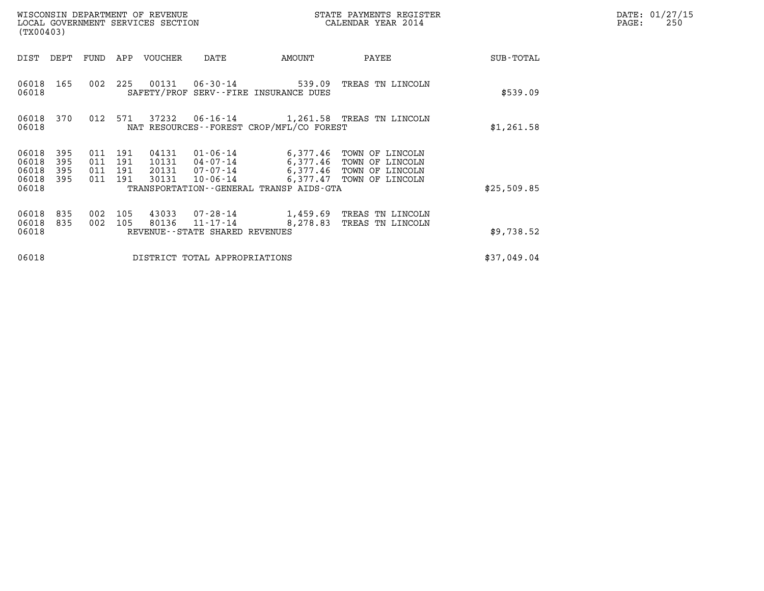WISCONSIN DEPARTMENT OF REVENUE
LOCAL GOVERNMENT SERVICES SECTION
(TX00403)

STATE PAYMENTS REGISTER
CALENDAR YEAR 2014

DATE: 01/27/15

| DIST | DEPT | FUND | APP | VOUCHER | DATE | AMOUNT | PAYEE | SUB-TOTAL |
|---|---|---|---|---|---|---|---|---|
| 06018 | 165 | 002 | 225 | 00131 | 06-30-14 | 539.09 | TREAS TN LINCOLN | |
| 06018 | | | | SAFETY/PROF SERV--FIRE INSURANCE DUES | | | | $539.09 |
| 06018 | 370 | 012 | 571 | 37232 | 06-16-14 | 1,261.58 | TREAS TN LINCOLN | |
| 06018 | | | | NAT RESOURCES--FOREST CROP/MFL/CO FOREST | | | | $1,261.58 |
| 06018 | 395 | 011 | 191 | 04131 | 01-06-14 | 6,377.46 | TOWN OF LINCOLN | |
| 06018 | 395 | 011 | 191 | 10131 | 04-07-14 | 6,377.46 | TOWN OF LINCOLN | |
| 06018 | 395 | 011 | 191 | 20131 | 07-07-14 | 6,377.46 | TOWN OF LINCOLN | |
| 06018 | 395 | 011 | 191 | 30131 | 10-06-14 | 6,377.47 | TOWN OF LINCOLN | |
| 06018 | | | | TRANSPORTATION--GENERAL TRANSP AIDS-GTA | | | | $25,509.85 |
| 06018 | 835 | 002 | 105 | 43033 | 07-28-14 | 1,459.69 | TREAS TN LINCOLN | |
| 06018 | 835 | 002 | 105 | 80136 | 11-17-14 | 8,278.83 | TREAS TN LINCOLN | |
| 06018 | | | | REVENUE--STATE SHARED REVENUES | | | | $9,738.52 |
| 06018 | | | | DISTRICT TOTAL APPROPRIATIONS | | | | $37,049.04 |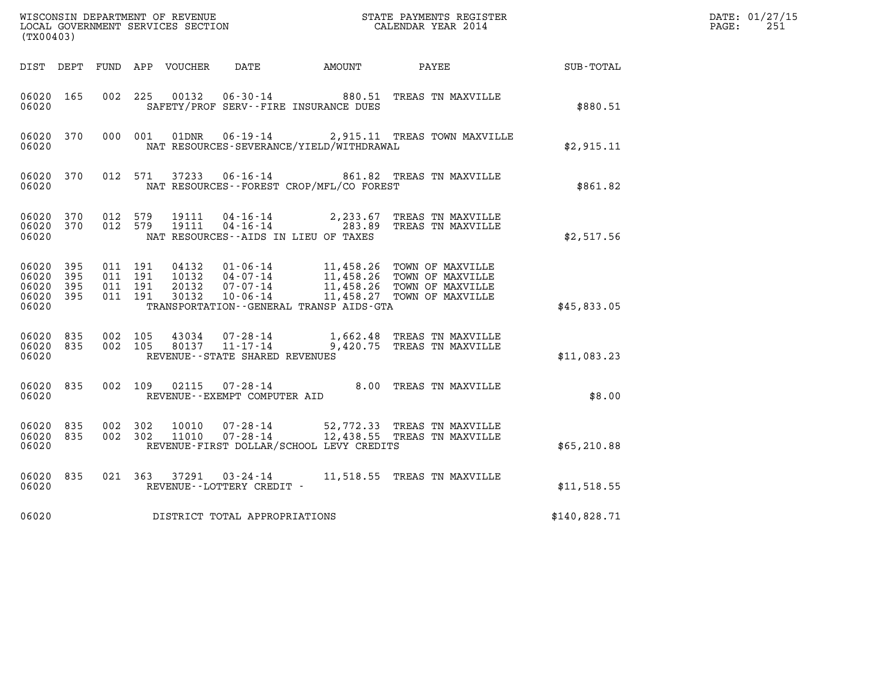WISCONSIN DEPARTMENT OF REVENUE
LOCAL GOVERNMENT SERVICES SECTION
(TX00403)

STATE PAYMENTS REGISTER
CALENDAR YEAR 2014

DATE: 01/27/15

| DIST | DEPT | FUND | APP | VOUCHER | DATE | AMOUNT | PAYEE | SUB-TOTAL |
|---|---|---|---|---|---|---|---|---|
| 06020 | 165 | 002 | 225 | 00132 | 06-30-14 | 880.51 | TREAS TN MAXVILLE | |
| 06020 | | | | | SAFETY/PROF SERV--FIRE INSURANCE DUES | | | $880.51 |
| 06020 | 370 | 000 | 001 | 01DNR | 06-19-14 | 2,915.11 | TREAS TOWN MAXVILLE | |
| 06020 | | | | | NAT RESOURCES-SEVERANCE/YIELD/WITHDRAWAL | | | $2,915.11 |
| 06020 | 370 | 012 | 571 | 37233 | 06-16-14 | 861.82 | TREAS TN MAXVILLE | |
| 06020 | | | | | NAT RESOURCES--FOREST CROP/MFL/CO FOREST | | | $861.82 |
| 06020 | 370 | 012 | 579 | 19111 | 04-16-14 | 2,233.67 | TREAS TN MAXVILLE | |
| 06020 | 370 | 012 | 579 | 19111 | 04-16-14 | 283.89 | TREAS TN MAXVILLE | |
| 06020 | | | | | NAT RESOURCES--AIDS IN LIEU OF TAXES | | | $2,517.56 |
| 06020 | 395 | 011 | 191 | 04132 | 01-06-14 | 11,458.26 | TOWN OF MAXVILLE | |
| 06020 | 395 | 011 | 191 | 10132 | 04-07-14 | 11,458.26 | TOWN OF MAXVILLE | |
| 06020 | 395 | 011 | 191 | 20132 | 07-07-14 | 11,458.26 | TOWN OF MAXVILLE | |
| 06020 | 395 | 011 | 191 | 30132 | 10-06-14 | 11,458.27 | TOWN OF MAXVILLE | |
| 06020 | | | | | TRANSPORTATION--GENERAL TRANSP AIDS-GTA | | | $45,833.05 |
| 06020 | 835 | 002 | 105 | 43034 | 07-28-14 | 1,662.48 | TREAS TN MAXVILLE | |
| 06020 | 835 | 002 | 105 | 80137 | 11-17-14 | 9,420.75 | TREAS TN MAXVILLE | |
| 06020 | | | | | REVENUE--STATE SHARED REVENUES | | | $11,083.23 |
| 06020 | 835 | 002 | 109 | 02115 | 07-28-14 | 8.00 | TREAS TN MAXVILLE | |
| 06020 | | | | | REVENUE--EXEMPT COMPUTER AID | | | $8.00 |
| 06020 | 835 | 002 | 302 | 10010 | 07-28-14 | 52,772.33 | TREAS TN MAXVILLE | |
| 06020 | 835 | 002 | 302 | 11010 | 07-28-14 | 12,438.55 | TREAS TN MAXVILLE | |
| 06020 | | | | | REVENUE-FIRST DOLLAR/SCHOOL LEVY CREDITS | | | $65,210.88 |
| 06020 | 835 | 021 | 363 | 37291 | 03-24-14 | 11,518.55 | TREAS TN MAXVILLE | |
| 06020 | | | | | REVENUE--LOTTERY CREDIT - | | | $11,518.55 |
| 06020 | | | | | DISTRICT TOTAL APPROPRIATIONS | | | $140,828.71 |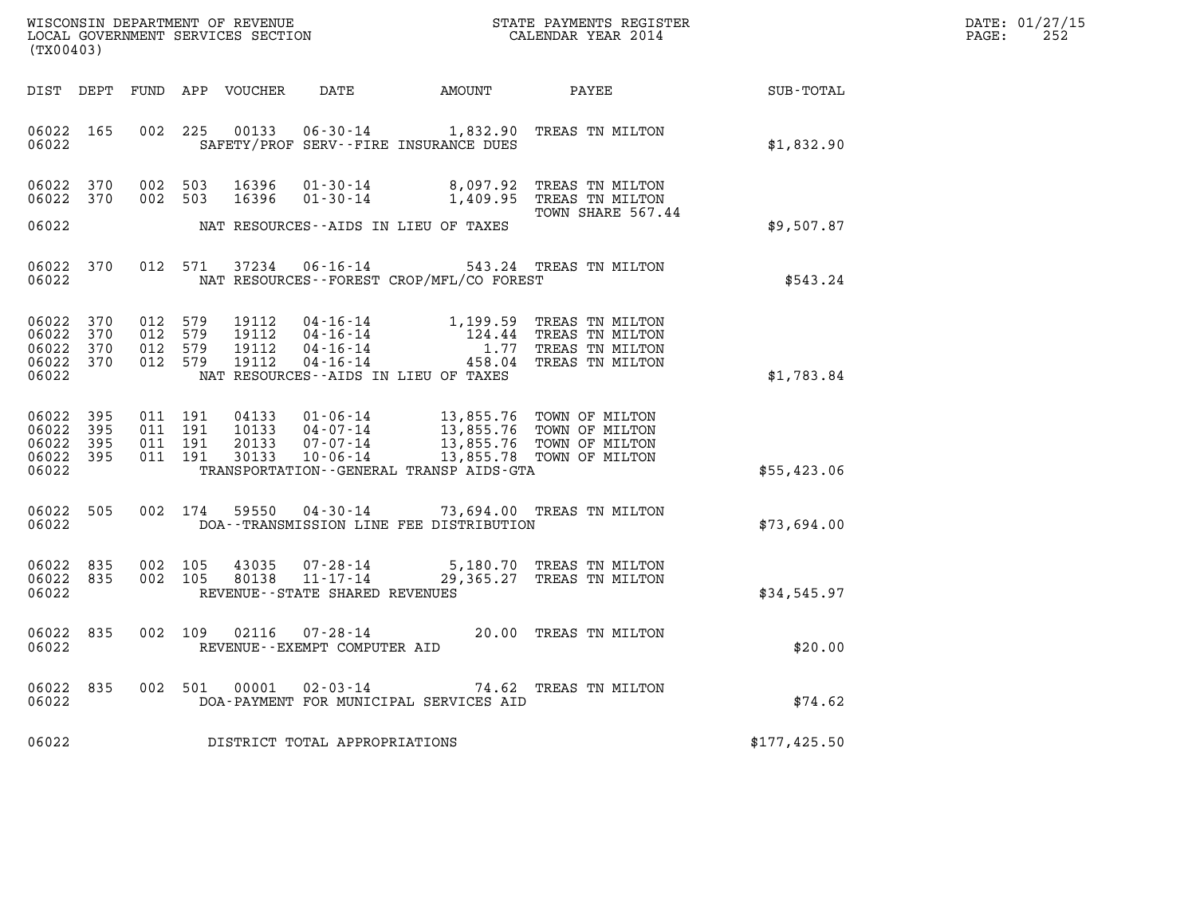WISCONSIN DEPARTMENT OF REVENUE
LOCAL GOVERNMENT SERVICES SECTION
(TX00403)

STATE PAYMENTS REGISTER
CALENDAR YEAR 2014

DATE: 01/27/15
PAGE: 252

| DIST | DEPT | FUND | APP | VOUCHER | DATE | AMOUNT | PAYEE | SUB-TOTAL |
|---|---|---|---|---|---|---|---|---|
| 06022 | 165 | 002 | 225 | 00133 | 06-30-14 | 1,832.90 | TREAS TN MILTON | |
| 06022 | | | | | SAFETY/PROF SERV--FIRE INSURANCE DUES | | | $1,832.90 |
| 06022 | 370 | 002 | 503 | 16396 | 01-30-14 | 8,097.92 | TREAS TN MILTON | |
| 06022 | 370 | 002 | 503 | 16396 | 01-30-14 | 1,409.95 | TREAS TN MILTON TOWN SHARE 567.44 | |
| 06022 | | | | | NAT RESOURCES--AIDS IN LIEU OF TAXES | | | $9,507.87 |
| 06022 | 370 | 012 | 571 | 37234 | 06-16-14 | 543.24 | TREAS TN MILTON | |
| 06022 | | | | | NAT RESOURCES--FOREST CROP/MFL/CO FOREST | | | $543.24 |
| 06022 | 370 | 012 | 579 | 19112 | 04-16-14 | 1,199.59 | TREAS TN MILTON | |
| 06022 | 370 | 012 | 579 | 19112 | 04-16-14 | 124.44 | TREAS TN MILTON | |
| 06022 | 370 | 012 | 579 | 19112 | 04-16-14 | 1.77 | TREAS TN MILTON | |
| 06022 | 370 | 012 | 579 | 19112 | 04-16-14 | 458.04 | TREAS TN MILTON | |
| 06022 | | | | | NAT RESOURCES--AIDS IN LIEU OF TAXES | | | $1,783.84 |
| 06022 | 395 | 011 | 191 | 04133 | 01-06-14 | 13,855.76 | TOWN OF MILTON | |
| 06022 | 395 | 011 | 191 | 10133 | 04-07-14 | 13,855.76 | TOWN OF MILTON | |
| 06022 | 395 | 011 | 191 | 20133 | 07-07-14 | 13,855.76 | TOWN OF MILTON | |
| 06022 | 395 | 011 | 191 | 30133 | 10-06-14 | 13,855.78 | TOWN OF MILTON | |
| 06022 | | | | | TRANSPORTATION--GENERAL TRANSP AIDS-GTA | | | $55,423.06 |
| 06022 | 505 | 002 | 174 | 59550 | 04-30-14 | 73,694.00 | TREAS TN MILTON | |
| 06022 | | | | | DOA--TRANSMISSION LINE FEE DISTRIBUTION | | | $73,694.00 |
| 06022 | 835 | 002 | 105 | 43035 | 07-28-14 | 5,180.70 | TREAS TN MILTON | |
| 06022 | 835 | 002 | 105 | 80138 | 11-17-14 | 29,365.27 | TREAS TN MILTON | |
| 06022 | | | | | REVENUE--STATE SHARED REVENUES | | | $34,545.97 |
| 06022 | 835 | 002 | 109 | 02116 | 07-28-14 | 20.00 | TREAS TN MILTON | |
| 06022 | | | | | REVENUE--EXEMPT COMPUTER AID | | | $20.00 |
| 06022 | 835 | 002 | 501 | 00001 | 02-03-14 | 74.62 | TREAS TN MILTON | |
| 06022 | | | | | DOA-PAYMENT FOR MUNICIPAL SERVICES AID | | | $74.62 |
| 06022 | | | | | DISTRICT TOTAL APPROPRIATIONS | | | $177,425.50 |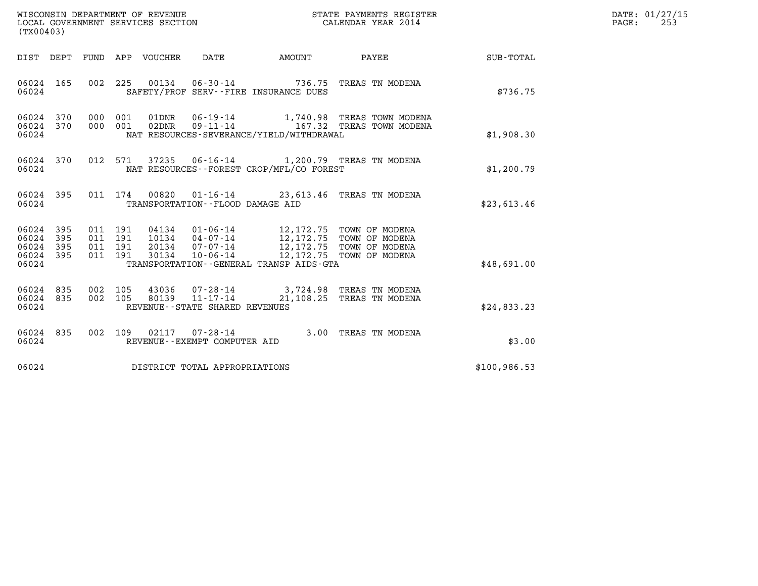WISCONSIN DEPARTMENT OF REVENUE
LOCAL GOVERNMENT SERVICES SECTION
(TX00403)

STATE PAYMENTS REGISTER
CALENDAR YEAR 2014

DATE: 01/27/15

| DIST | DEPT | FUND | APP | VOUCHER | DATE | AMOUNT | PAYEE | SUB-TOTAL |
|---|---|---|---|---|---|---|---|---|
| 06024 | 165 | 002 | 225 | 00134 | 06-30-14 | 736.75 | TREAS TN MODENA | |
| 06024 | | | | SAFETY/PROF SERV--FIRE INSURANCE DUES | | | | $736.75 |
| 06024 | 370 | 000 | 001 | 01DNR | 06-19-14 | 1,740.98 | TREAS TOWN MODENA | |
| 06024 | 370 | 000 | 001 | 02DNR | 09-11-14 | 167.32 | TREAS TOWN MODENA | |
| 06024 | | | | NAT RESOURCES-SEVERANCE/YIELD/WITHDRAWAL | | | | $1,908.30 |
| 06024 | 370 | 012 | 571 | 37235 | 06-16-14 | 1,200.79 | TREAS TN MODENA | |
| 06024 | | | | NAT RESOURCES--FOREST CROP/MFL/CO FOREST | | | | $1,200.79 |
| 06024 | 395 | 011 | 174 | 00820 | 01-16-14 | 23,613.46 | TREAS TN MODENA | |
| 06024 | | | | TRANSPORTATION--FLOOD DAMAGE AID | | | | $23,613.46 |
| 06024 | 395 | 011 | 191 | 04134 | 01-06-14 | 12,172.75 | TOWN OF MODENA | |
| 06024 | 395 | 011 | 191 | 10134 | 04-07-14 | 12,172.75 | TOWN OF MODENA | |
| 06024 | 395 | 011 | 191 | 20134 | 07-07-14 | 12,172.75 | TOWN OF MODENA | |
| 06024 | 395 | 011 | 191 | 30134 | 10-06-14 | 12,172.75 | TOWN OF MODENA | |
| 06024 | | | | TRANSPORTATION--GENERAL TRANSP AIDS-GTA | | | | $48,691.00 |
| 06024 | 835 | 002 | 105 | 43036 | 07-28-14 | 3,724.98 | TREAS TN MODENA | |
| 06024 | 835 | 002 | 105 | 80139 | 11-17-14 | 21,108.25 | TREAS TN MODENA | |
| 06024 | | | | REVENUE--STATE SHARED REVENUES | | | | $24,833.23 |
| 06024 | 835 | 002 | 109 | 02117 | 07-28-14 | 3.00 | TREAS TN MODENA | |
| 06024 | | | | REVENUE--EXEMPT COMPUTER AID | | | | $3.00 |
| 06024 | | | | DISTRICT TOTAL APPROPRIATIONS | | | | $100,986.53 |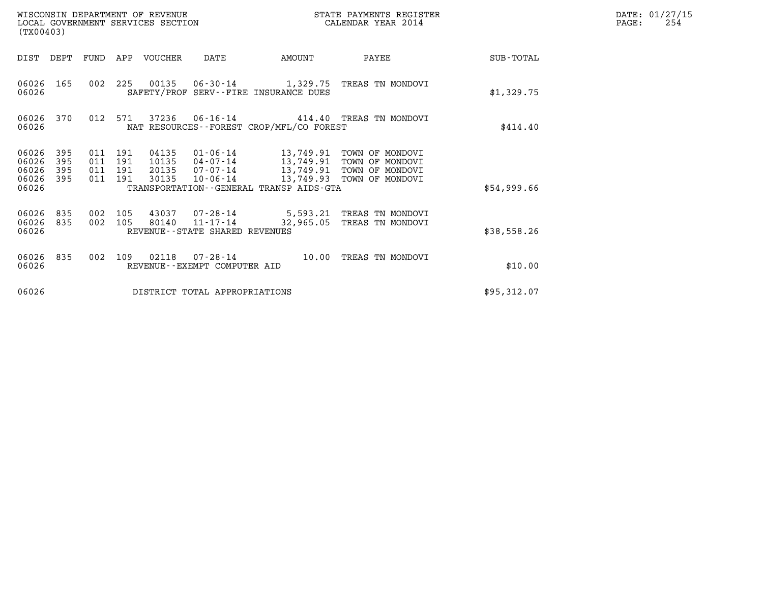WISCONSIN DEPARTMENT OF REVENUE
LOCAL GOVERNMENT SERVICES SECTION
(TX00403)

STATE PAYMENTS REGISTER
CALENDAR YEAR 2014

DATE: 01/27/15
PAGE: 254

| DIST | DEPT | FUND | APP | VOUCHER | DATE | AMOUNT | PAYEE | SUB-TOTAL |
|---|---|---|---|---|---|---|---|---|
| 06026 | 165 | 002 | 225 | 00135 | 06-30-14 | 1,329.75 | TREAS TN MONDOVI | |
| 06026 | | | | SAFETY/PROF SERV--FIRE INSURANCE DUES | | | | $1,329.75 |
| 06026 | 370 | 012 | 571 | 37236 | 06-16-14 | 414.40 | TREAS TN MONDOVI | |
| 06026 | | | | NAT RESOURCES--FOREST CROP/MFL/CO FOREST | | | | $414.40 |
| 06026 | 395 | 011 | 191 | 04135 | 01-06-14 | 13,749.91 | TOWN OF MONDOVI | |
| 06026 | 395 | 011 | 191 | 10135 | 04-07-14 | 13,749.91 | TOWN OF MONDOVI | |
| 06026 | 395 | 011 | 191 | 20135 | 07-07-14 | 13,749.91 | TOWN OF MONDOVI | |
| 06026 | 395 | 011 | 191 | 30135 | 10-06-14 | 13,749.93 | TOWN OF MONDOVI | |
| 06026 | | | | TRANSPORTATION--GENERAL TRANSP AIDS-GTA | | | | $54,999.66 |
| 06026 | 835 | 002 | 105 | 43037 | 07-28-14 | 5,593.21 | TREAS TN MONDOVI | |
| 06026 | 835 | 002 | 105 | 80140 | 11-17-14 | 32,965.05 | TREAS TN MONDOVI | |
| 06026 | | | | REVENUE--STATE SHARED REVENUES | | | | $38,558.26 |
| 06026 | 835 | 002 | 109 | 02118 | 07-28-14 | 10.00 | TREAS TN MONDOVI | |
| 06026 | | | | REVENUE--EXEMPT COMPUTER AID | | | | $10.00 |
| 06026 | | | | DISTRICT TOTAL APPROPRIATIONS | | | | $95,312.07 |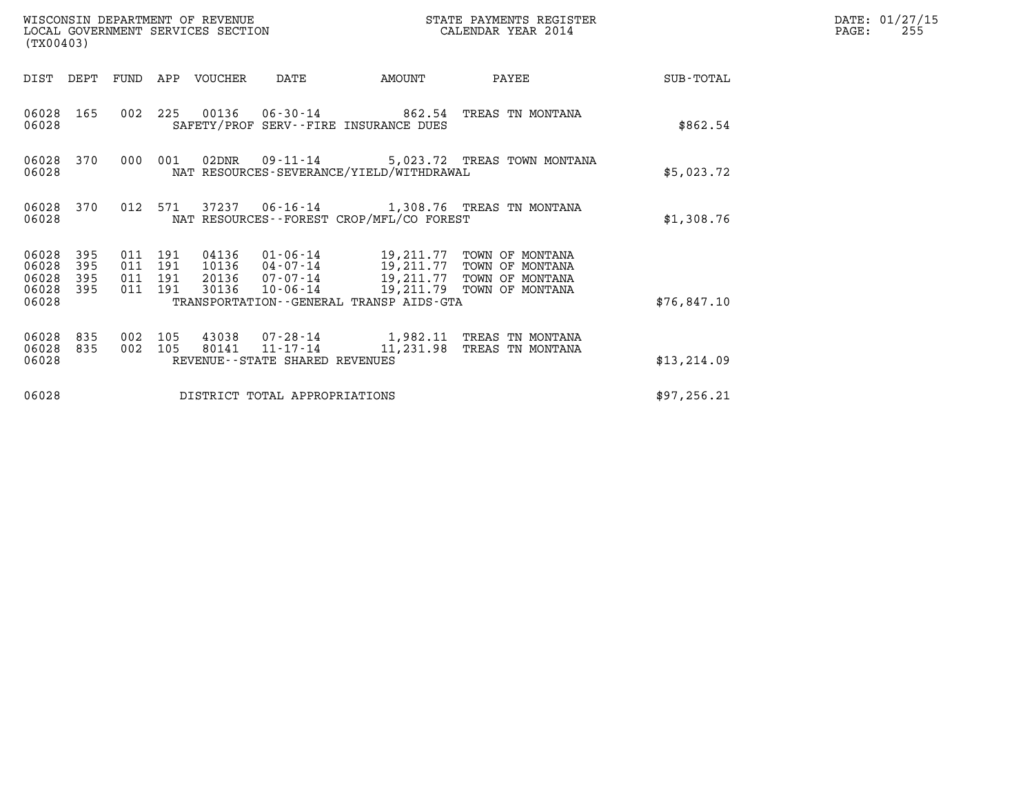WISCONSIN DEPARTMENT OF REVENUE
LOCAL GOVERNMENT SERVICES SECTION
(TX00403)

STATE PAYMENTS REGISTER
CALENDAR YEAR 2014

DATE: 01/27/15
PAGE: 255

| DIST | DEPT | FUND | APP | VOUCHER | DATE | AMOUNT | PAYEE | SUB-TOTAL |
|---|---|---|---|---|---|---|---|---|
| 06028 | 165 | 002 | 225 | 00136 | 06-30-14 | 862.54 | TREAS TN MONTANA | |
| 06028 | | | | | SAFETY/PROF SERV--FIRE INSURANCE DUES | | | $862.54 |
| 06028 | 370 | 000 | 001 | 02DNR | 09-11-14 | 5,023.72 | TREAS TOWN MONTANA | |
| 06028 | | | | | NAT RESOURCES-SEVERANCE/YIELD/WITHDRAWAL | | | $5,023.72 |
| 06028 | 370 | 012 | 571 | 37237 | 06-16-14 | 1,308.76 | TREAS TN MONTANA | |
| 06028 | | | | | NAT RESOURCES--FOREST CROP/MFL/CO FOREST | | | $1,308.76 |
| 06028 | 395 | 011 | 191 | 04136 | 01-06-14 | 19,211.77 | TOWN OF MONTANA | |
| 06028 | 395 | 011 | 191 | 10136 | 04-07-14 | 19,211.77 | TOWN OF MONTANA | |
| 06028 | 395 | 011 | 191 | 20136 | 07-07-14 | 19,211.77 | TOWN OF MONTANA | |
| 06028 | 395 | 011 | 191 | 30136 | 10-06-14 | 19,211.79 | TOWN OF MONTANA | |
| 06028 | | | | | TRANSPORTATION--GENERAL TRANSP AIDS-GTA | | | $76,847.10 |
| 06028 | 835 | 002 | 105 | 43038 | 07-28-14 | 1,982.11 | TREAS TN MONTANA | |
| 06028 | 835 | 002 | 105 | 80141 | 11-17-14 | 11,231.98 | TREAS TN MONTANA | |
| 06028 | | | | | REVENUE--STATE SHARED REVENUES | | | $13,214.09 |
| 06028 | | | | | DISTRICT TOTAL APPROPRIATIONS | | | $97,256.21 |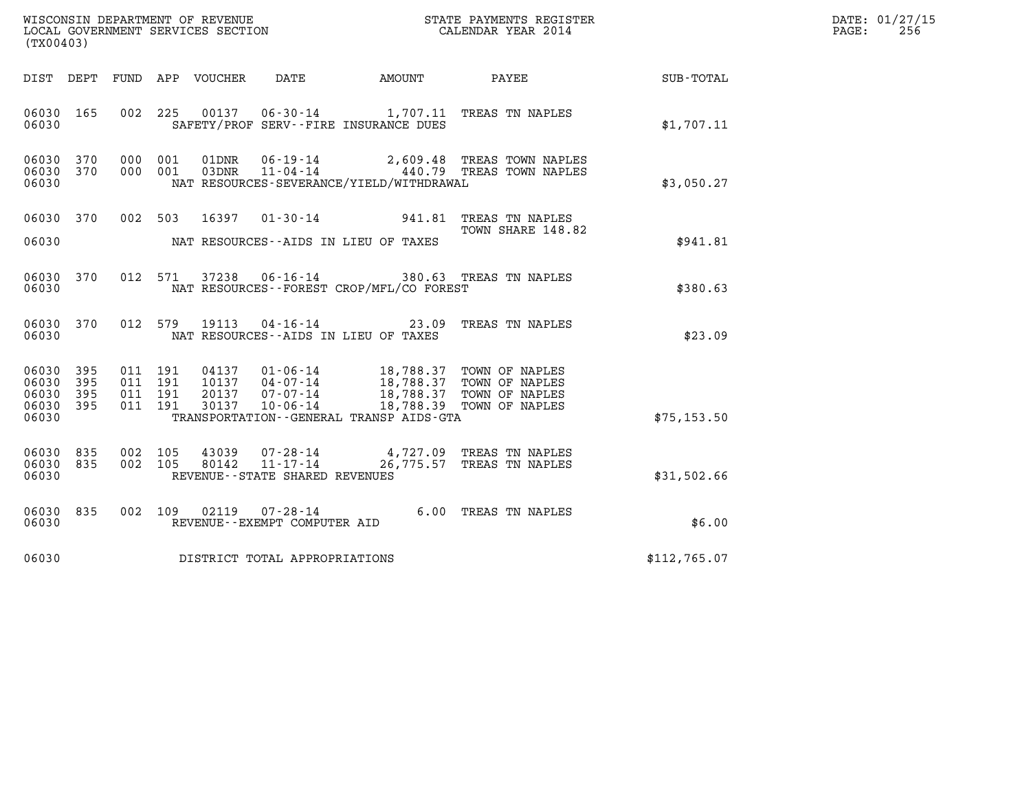WISCONSIN DEPARTMENT OF REVENUE
LOCAL GOVERNMENT SERVICES SECTION
(TX00403)

STATE PAYMENTS REGISTER
CALENDAR YEAR 2014

DATE: 01/27/15
PAGE: 256

| DIST | DEPT | FUND | APP | VOUCHER | DATE | AMOUNT | PAYEE | SUB-TOTAL |
|---|---|---|---|---|---|---|---|---|
| 06030 | 165 | 002 | 225 | 00137 | 06-30-14 | 1,707.11 | TREAS TN NAPLES | |
| 06030 | | | | | SAFETY/PROF SERV--FIRE INSURANCE DUES | | | $1,707.11 |
| 06030 | 370 | 000 | 001 | 01DNR | 06-19-14 | 2,609.48 | TREAS TOWN NAPLES | |
| 06030 | 370 | 000 | 001 | 03DNR | 11-04-14 | 440.79 | TREAS TOWN NAPLES | |
| 06030 | | | | | NAT RESOURCES-SEVERANCE/YIELD/WITHDRAWAL | | | $3,050.27 |
| 06030 | 370 | 002 | 503 | 16397 | 01-30-14 | 941.81 | TREAS TN NAPLES<br>TOWN SHARE 148.82 | |
| 06030 | | | | | NAT RESOURCES--AIDS IN LIEU OF TAXES | | | $941.81 |
| 06030 | 370 | 012 | 571 | 37238 | 06-16-14 | 380.63 | TREAS TN NAPLES | |
| 06030 | | | | | NAT RESOURCES--FOREST CROP/MFL/CO FOREST | | | $380.63 |
| 06030 | 370 | 012 | 579 | 19113 | 04-16-14 | 23.09 | TREAS TN NAPLES | |
| 06030 | | | | | NAT RESOURCES--AIDS IN LIEU OF TAXES | | | $23.09 |
| 06030 | 395 | 011 | 191 | 04137 | 01-06-14 | 18,788.37 | TOWN OF NAPLES | |
| 06030 | 395 | 011 | 191 | 10137 | 04-07-14 | 18,788.37 | TOWN OF NAPLES | |
| 06030 | 395 | 011 | 191 | 20137 | 07-07-14 | 18,788.37 | TOWN OF NAPLES | |
| 06030 | 395 | 011 | 191 | 30137 | 10-06-14 | 18,788.39 | TOWN OF NAPLES | |
| 06030 | | | | | TRANSPORTATION--GENERAL TRANSP AIDS-GTA | | | $75,153.50 |
| 06030 | 835 | 002 | 105 | 43039 | 07-28-14 | 4,727.09 | TREAS TN NAPLES | |
| 06030 | 835 | 002 | 105 | 80142 | 11-17-14 | 26,775.57 | TREAS TN NAPLES | |
| 06030 | | | | | REVENUE--STATE SHARED REVENUES | | | $31,502.66 |
| 06030 | 835 | 002 | 109 | 02119 | 07-28-14 | 6.00 | TREAS TN NAPLES | |
| 06030 | | | | | REVENUE--EXEMPT COMPUTER AID | | | $6.00 |
| 06030 | | | | | DISTRICT TOTAL APPROPRIATIONS | | | $112,765.07 |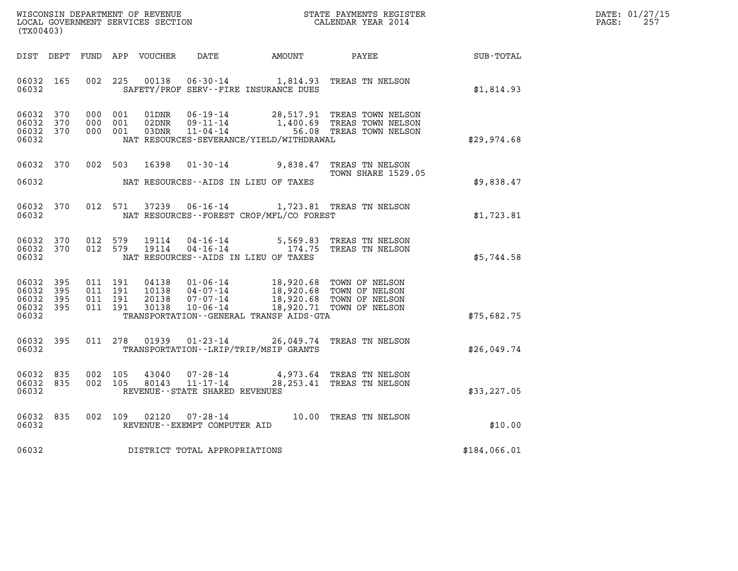WISCONSIN DEPARTMENT OF REVENUE
LOCAL GOVERNMENT SERVICES SECTION
(TX00403)

STATE PAYMENTS REGISTER
CALENDAR YEAR 2014

DATE: 01/27/15
PAGE: 257

| DIST | DEPT | FUND | APP | VOUCHER | DATE | AMOUNT | PAYEE | SUB-TOTAL |
|---|---|---|---|---|---|---|---|---|
| 06032 | 165 | 002 | 225 | 00138 | 06-30-14 | 1,814.93 | TREAS TN NELSON | |
| 06032 | | | | | SAFETY/PROF SERV--FIRE INSURANCE DUES | | | $1,814.93 |
| 06032 | 370 | 000 | 001 | 01DNR | 06-19-14 | 28,517.91 | TREAS TOWN NELSON | |
| 06032 | 370 | 000 | 001 | 02DNR | 09-11-14 | 1,400.69 | TREAS TOWN NELSON | |
| 06032 | 370 | 000 | 001 | 03DNR | 11-04-14 | 56.08 | TREAS TOWN NELSON | |
| 06032 | | | | | NAT RESOURCES-SEVERANCE/YIELD/WITHDRAWAL | | | $29,974.68 |
| 06032 | 370 | 002 | 503 | 16398 | 01-30-14 | 9,838.47 | TREAS TN NELSON<br>TOWN SHARE 1529.05 | |
| 06032 | | | | | NAT RESOURCES--AIDS IN LIEU OF TAXES | | | $9,838.47 |
| 06032 | 370 | 012 | 571 | 37239 | 06-16-14 | 1,723.81 | TREAS TN NELSON | |
| 06032 | | | | | NAT RESOURCES--FOREST CROP/MFL/CO FOREST | | | $1,723.81 |
| 06032 | 370 | 012 | 579 | 19114 | 04-16-14 | 5,569.83 | TREAS TN NELSON | |
| 06032 | 370 | 012 | 579 | 19114 | 04-16-14 | 174.75 | TREAS TN NELSON | |
| 06032 | | | | | NAT RESOURCES--AIDS IN LIEU OF TAXES | | | $5,744.58 |
| 06032 | 395 | 011 | 191 | 04138 | 01-06-14 | 18,920.68 | TOWN OF NELSON | |
| 06032 | 395 | 011 | 191 | 10138 | 04-07-14 | 18,920.68 | TOWN OF NELSON | |
| 06032 | 395 | 011 | 191 | 20138 | 07-07-14 | 18,920.68 | TOWN OF NELSON | |
| 06032 | 395 | 011 | 191 | 30138 | 10-06-14 | 18,920.71 | TOWN OF NELSON | |
| 06032 | | | | | TRANSPORTATION--GENERAL TRANSP AIDS-GTA | | | $75,682.75 |
| 06032 | 395 | 011 | 278 | 01939 | 01-23-14 | 26,049.74 | TREAS TN NELSON | |
| 06032 | | | | | TRANSPORTATION--LRIP/TRIP/MSIP GRANTS | | | $26,049.74 |
| 06032 | 835 | 002 | 105 | 43040 | 07-28-14 | 4,973.64 | TREAS TN NELSON | |
| 06032 | 835 | 002 | 105 | 80143 | 11-17-14 | 28,253.41 | TREAS TN NELSON | |
| 06032 | | | | | REVENUE--STATE SHARED REVENUES | | | $33,227.05 |
| 06032 | 835 | 002 | 109 | 02120 | 07-28-14 | 10.00 | TREAS TN NELSON | |
| 06032 | | | | | REVENUE--EXEMPT COMPUTER AID | | | $10.00 |
| 06032 | | | | | DISTRICT TOTAL APPROPRIATIONS | | | $184,066.01 |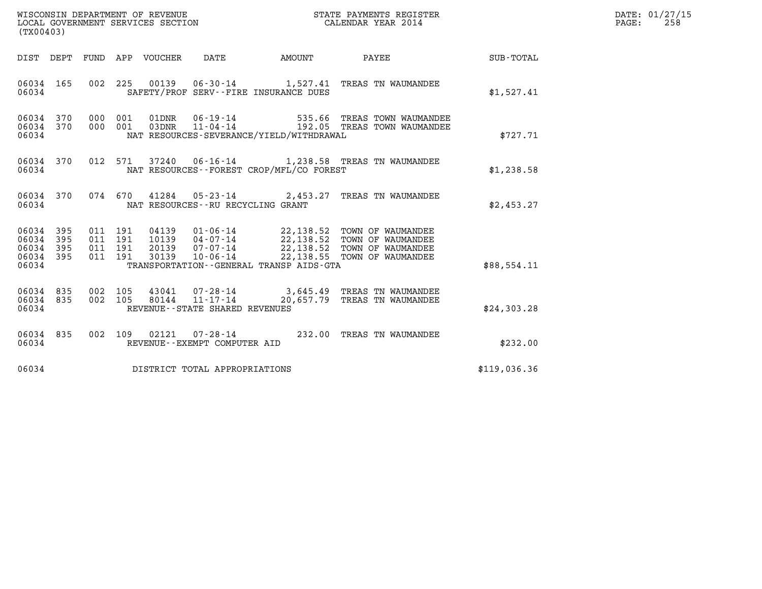WISCONSIN DEPARTMENT OF REVENUE
LOCAL GOVERNMENT SERVICES SECTION
(TX00403)

STATE PAYMENTS REGISTER
CALENDAR YEAR 2014

DATE: 01/27/15
PAGE: 258

| DIST | DEPT | FUND | APP | VOUCHER | DATE | AMOUNT | PAYEE | SUB-TOTAL |
|---|---|---|---|---|---|---|---|---|
| 06034 | 165 | 002 | 225 | 00139 | 06-30-14 | 1,527.41 | TREAS TN WAUMANDEE | |
| 06034 | | | | SAFETY/PROF SERV--FIRE INSURANCE DUES | | | | $1,527.41 |
| 06034 | 370 | 000 | 001 | 01DNR | 06-19-14 | 535.66 | TREAS TOWN WAUMANDEE | |
| 06034 | 370 | 000 | 001 | 03DNR | 11-04-14 | 192.05 | TREAS TOWN WAUMANDEE | |
| 06034 | | | | NAT RESOURCES-SEVERANCE/YIELD/WITHDRAWAL | | | | $727.71 |
| 06034 | 370 | 012 | 571 | 37240 | 06-16-14 | 1,238.58 | TREAS TN WAUMANDEE | |
| 06034 | | | | NAT RESOURCES--FOREST CROP/MFL/CO FOREST | | | | $1,238.58 |
| 06034 | 370 | 074 | 670 | 41284 | 05-23-14 | 2,453.27 | TREAS TN WAUMANDEE | |
| 06034 | | | | NAT RESOURCES--RU RECYCLING GRANT | | | | $2,453.27 |
| 06034 | 395 | 011 | 191 | 04139 | 01-06-14 | 22,138.52 | TOWN OF WAUMANDEE | |
| 06034 | 395 | 011 | 191 | 10139 | 04-07-14 | 22,138.52 | TOWN OF WAUMANDEE | |
| 06034 | 395 | 011 | 191 | 20139 | 07-07-14 | 22,138.52 | TOWN OF WAUMANDEE | |
| 06034 | 395 | 011 | 191 | 30139 | 10-06-14 | 22,138.55 | TOWN OF WAUMANDEE | |
| 06034 | | | | TRANSPORTATION--GENERAL TRANSP AIDS-GTA | | | | $88,554.11 |
| 06034 | 835 | 002 | 105 | 43041 | 07-28-14 | 3,645.49 | TREAS TN WAUMANDEE | |
| 06034 | 835 | 002 | 105 | 80144 | 11-17-14 | 20,657.79 | TREAS TN WAUMANDEE | |
| 06034 | | | | REVENUE--STATE SHARED REVENUES | | | | $24,303.28 |
| 06034 | 835 | 002 | 109 | 02121 | 07-28-14 | 232.00 | TREAS TN WAUMANDEE | |
| 06034 | | | | REVENUE--EXEMPT COMPUTER AID | | | | $232.00 |
| 06034 | | | | DISTRICT TOTAL APPROPRIATIONS | | | | $119,036.36 |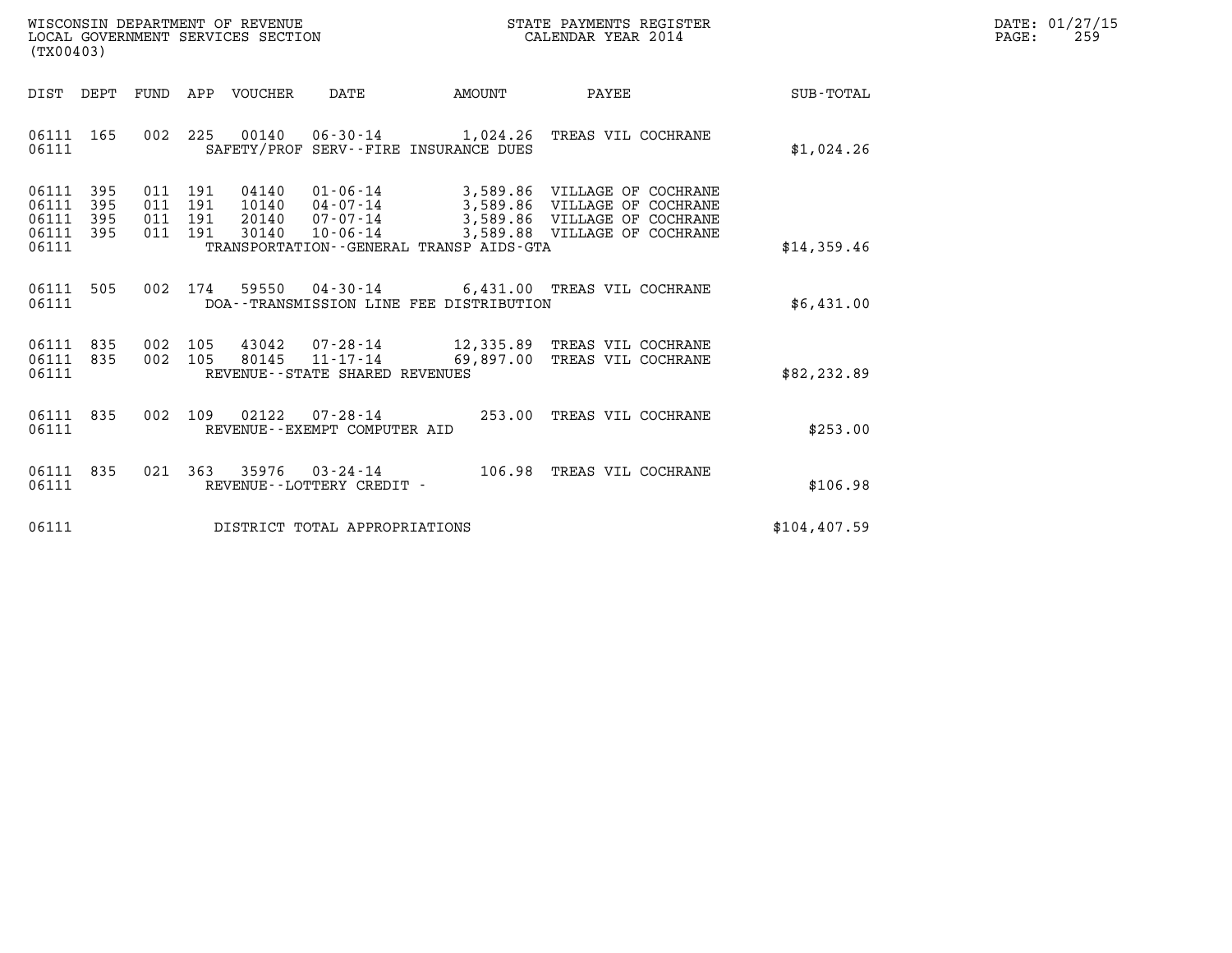WISCONSIN DEPARTMENT OF REVENUE
LOCAL GOVERNMENT SERVICES SECTION
(TX00403)

STATE PAYMENTS REGISTER
CALENDAR YEAR 2014

DATE: 01/27/15

| DIST | DEPT | FUND | APP | VOUCHER | DATE | AMOUNT | PAYEE | SUB-TOTAL |
|---|---|---|---|---|---|---|---|---|
| 06111 | 165 | 002 | 225 | 00140 | 06-30-14 | 1,024.26 | TREAS VIL COCHRANE | |
| 06111 | | | | | SAFETY/PROF SERV--FIRE INSURANCE DUES | | | $1,024.26 |
| 06111 | 395 | 011 | 191 | 04140 | 01-06-14 | 3,589.86 | VILLAGE OF COCHRANE | |
| 06111 | 395 | 011 | 191 | 10140 | 04-07-14 | 3,589.86 | VILLAGE OF COCHRANE | |
| 06111 | 395 | 011 | 191 | 20140 | 07-07-14 | 3,589.86 | VILLAGE OF COCHRANE | |
| 06111 | 395 | 011 | 191 | 30140 | 10-06-14 | 3,589.88 | VILLAGE OF COCHRANE | |
| 06111 | | | | | TRANSPORTATION--GENERAL TRANSP AIDS-GTA | | | $14,359.46 |
| 06111 | 505 | 002 | 174 | 59550 | 04-30-14 | 6,431.00 | TREAS VIL COCHRANE | |
| 06111 | | | | | DOA--TRANSMISSION LINE FEE DISTRIBUTION | | | $6,431.00 |
| 06111 | 835 | 002 | 105 | 43042 | 07-28-14 | 12,335.89 | TREAS VIL COCHRANE | |
| 06111 | 835 | 002 | 105 | 80145 | 11-17-14 | 69,897.00 | TREAS VIL COCHRANE | |
| 06111 | | | | | REVENUE--STATE SHARED REVENUES | | | $82,232.89 |
| 06111 | 835 | 002 | 109 | 02122 | 07-28-14 | 253.00 | TREAS VIL COCHRANE | |
| 06111 | | | | | REVENUE--EXEMPT COMPUTER AID | | | $253.00 |
| 06111 | 835 | 021 | 363 | 35976 | 03-24-14 | 106.98 | TREAS VIL COCHRANE | |
| 06111 | | | | | REVENUE--LOTTERY CREDIT - | | | $106.98 |
| 06111 | | | | | DISTRICT TOTAL APPROPRIATIONS | | | $104,407.59 |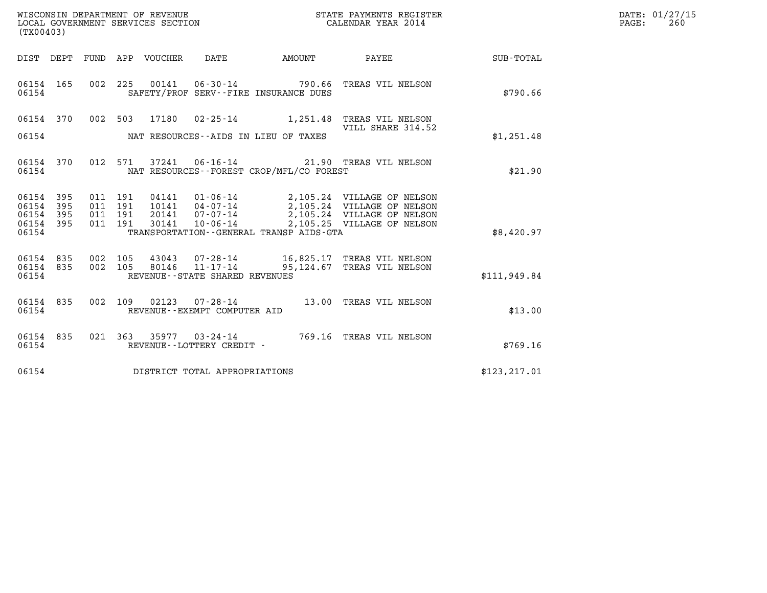WISCONSIN DEPARTMENT OF REVENUE
LOCAL GOVERNMENT SERVICES SECTION
(TX00403)

STATE PAYMENTS REGISTER
CALENDAR YEAR 2014

DATE: 01/27/15
PAGE: 260

| DIST | DEPT | FUND | APP | VOUCHER | DATE | AMOUNT | PAYEE | SUB-TOTAL |
|---|---|---|---|---|---|---|---|---|
| 06154 | 165 | 002 | 225 | 00141 | 06-30-14 | 790.66 | TREAS VIL NELSON | |
| 06154 | | | | | SAFETY/PROF SERV--FIRE INSURANCE DUES | | | $790.66 |
| 06154 | 370 | 002 | 503 | 17180 | 02-25-14 | 1,251.48 | TREAS VIL NELSON VILL SHARE 314.52 | |
| 06154 | | | | | NAT RESOURCES--AIDS IN LIEU OF TAXES | | | $1,251.48 |
| 06154 | 370 | 012 | 571 | 37241 | 06-16-14 | 21.90 | TREAS VIL NELSON | |
| 06154 | | | | | NAT RESOURCES--FOREST CROP/MFL/CO FOREST | | | $21.90 |
| 06154 | 395 | 011 | 191 | 04141 | 01-06-14 | 2,105.24 | VILLAGE OF NELSON | |
| 06154 | 395 | 011 | 191 | 10141 | 04-07-14 | 2,105.24 | VILLAGE OF NELSON | |
| 06154 | 395 | 011 | 191 | 20141 | 07-07-14 | 2,105.24 | VILLAGE OF NELSON | |
| 06154 | 395 | 011 | 191 | 30141 | 10-06-14 | 2,105.25 | VILLAGE OF NELSON | |
| 06154 | | | | | TRANSPORTATION--GENERAL TRANSP AIDS-GTA | | | $8,420.97 |
| 06154 | 835 | 002 | 105 | 43043 | 07-28-14 | 16,825.17 | TREAS VIL NELSON | |
| 06154 | 835 | 002 | 105 | 80146 | 11-17-14 | 95,124.67 | TREAS VIL NELSON | |
| 06154 | | | | | REVENUE--STATE SHARED REVENUES | | | $111,949.84 |
| 06154 | 835 | 002 | 109 | 02123 | 07-28-14 | 13.00 | TREAS VIL NELSON | |
| 06154 | | | | | REVENUE--EXEMPT COMPUTER AID | | | $13.00 |
| 06154 | 835 | 021 | 363 | 35977 | 03-24-14 | 769.16 | TREAS VIL NELSON | |
| 06154 | | | | | REVENUE--LOTTERY CREDIT - | | | $769.16 |
| 06154 | | | | | DISTRICT TOTAL APPROPRIATIONS | | | $123,217.01 |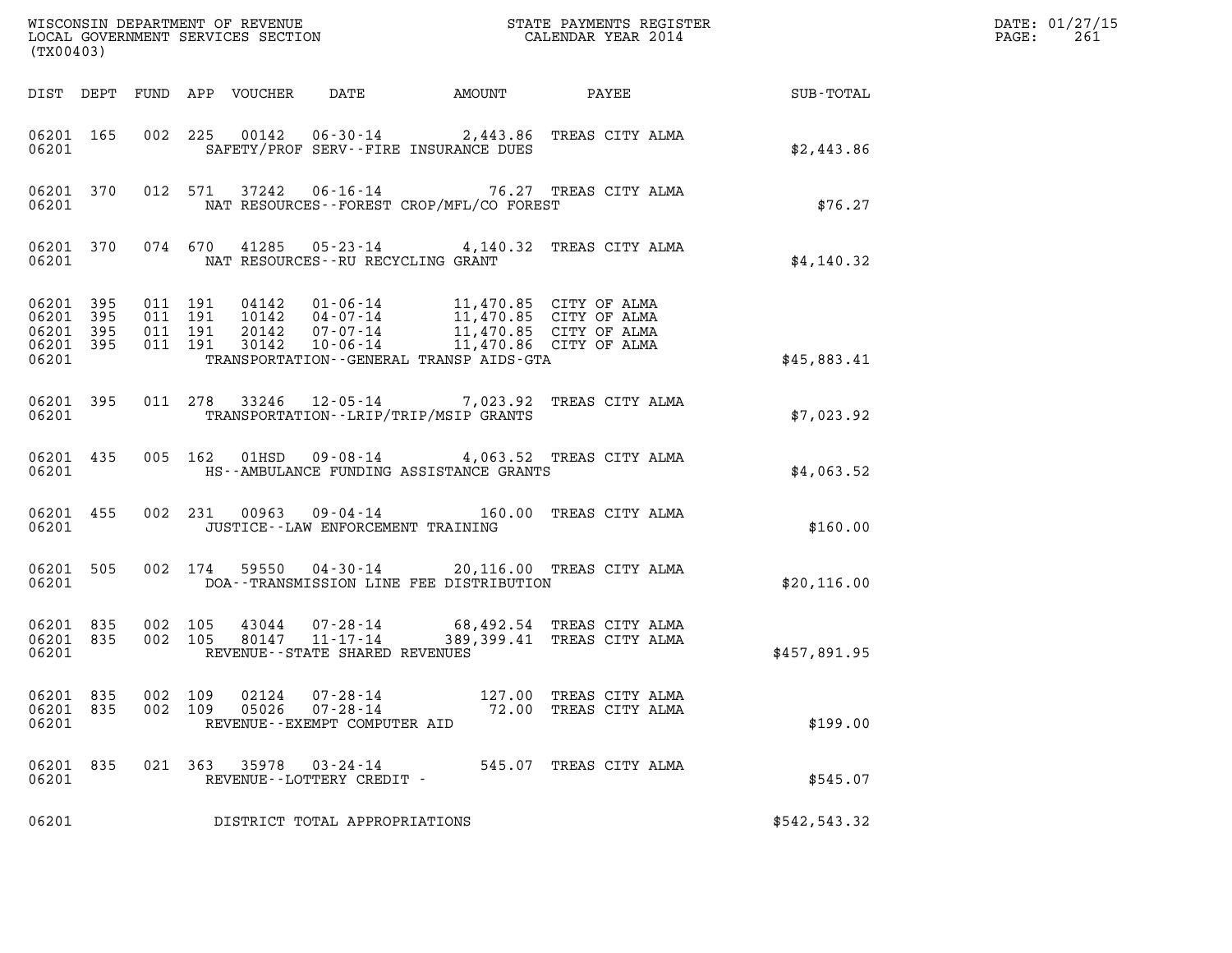WISCONSIN DEPARTMENT OF REVENUE
LOCAL GOVERNMENT SERVICES SECTION
(TX00403)

STATE PAYMENTS REGISTER
CALENDAR YEAR 2014

DATE: 01/27/15
PAGE: 261

| DIST | DEPT | FUND | APP | VOUCHER | DATE | AMOUNT | PAYEE | SUB-TOTAL |
|---|---|---|---|---|---|---|---|---|
| 06201 | 165 | 002 | 225 | 00142 | 06-30-14 | 2,443.86 | TREAS CITY ALMA | |
| 06201 | | | | SAFETY/PROF SERV--FIRE INSURANCE DUES | | | | $2,443.86 |
| 06201 | 370 | 012 | 571 | 37242 | 06-16-14 | 76.27 | TREAS CITY ALMA | |
| 06201 | | | | NAT RESOURCES--FOREST CROP/MFL/CO FOREST | | | | $76.27 |
| 06201 | 370 | 074 | 670 | 41285 | 05-23-14 | 4,140.32 | TREAS CITY ALMA | |
| 06201 | | | | NAT RESOURCES--RU RECYCLING GRANT | | | | $4,140.32 |
| 06201 | 395 | 011 | 191 | 04142 | 01-06-14 | 11,470.85 | CITY OF ALMA | |
| 06201 | 395 | 011 | 191 | 10142 | 04-07-14 | 11,470.85 | CITY OF ALMA | |
| 06201 | 395 | 011 | 191 | 20142 | 07-07-14 | 11,470.85 | CITY OF ALMA | |
| 06201 | 395 | 011 | 191 | 30142 | 10-06-14 | 11,470.86 | CITY OF ALMA | |
| 06201 | | | | TRANSPORTATION--GENERAL TRANSP AIDS-GTA | | | | $45,883.41 |
| 06201 | 395 | 011 | 278 | 33246 | 12-05-14 | 7,023.92 | TREAS CITY ALMA | |
| 06201 | | | | TRANSPORTATION--LRIP/TRIP/MSIP GRANTS | | | | $7,023.92 |
| 06201 | 435 | 005 | 162 | 01HSD | 09-08-14 | 4,063.52 | TREAS CITY ALMA | |
| 06201 | | | | HS--AMBULANCE FUNDING ASSISTANCE GRANTS | | | | $4,063.52 |
| 06201 | 455 | 002 | 231 | 00963 | 09-04-14 | 160.00 | TREAS CITY ALMA | |
| 06201 | | | | JUSTICE--LAW ENFORCEMENT TRAINING | | | | $160.00 |
| 06201 | 505 | 002 | 174 | 59550 | 04-30-14 | 20,116.00 | TREAS CITY ALMA | |
| 06201 | | | | DOA--TRANSMISSION LINE FEE DISTRIBUTION | | | | $20,116.00 |
| 06201 | 835 | 002 | 105 | 43044 | 07-28-14 | 68,492.54 | TREAS CITY ALMA | |
| 06201 | 835 | 002 | 105 | 80147 | 11-17-14 | 389,399.41 | TREAS CITY ALMA | |
| 06201 | | | | REVENUE--STATE SHARED REVENUES | | | | $457,891.95 |
| 06201 | 835 | 002 | 109 | 02124 | 07-28-14 | 127.00 | TREAS CITY ALMA | |
| 06201 | 835 | 002 | 109 | 05026 | 07-28-14 | 72.00 | TREAS CITY ALMA | |
| 06201 | | | | REVENUE--EXEMPT COMPUTER AID | | | | $199.00 |
| 06201 | 835 | 021 | 363 | 35978 | 03-24-14 | 545.07 | TREAS CITY ALMA | |
| 06201 | | | | REVENUE--LOTTERY CREDIT - | | | | $545.07 |
| 06201 | | | | DISTRICT TOTAL APPROPRIATIONS | | | | $542,543.32 |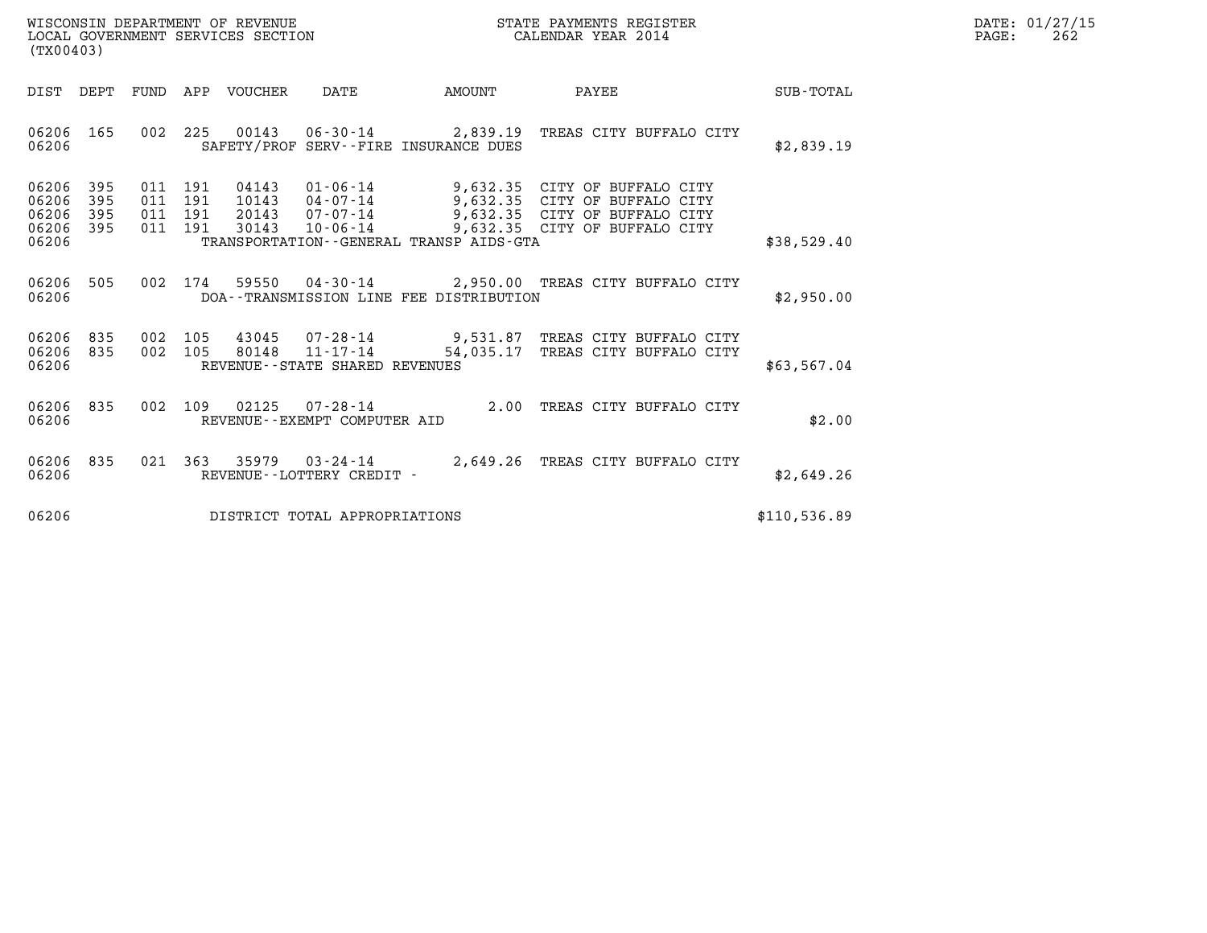WISCONSIN DEPARTMENT OF REVENUE
LOCAL GOVERNMENT SERVICES SECTION
(TX00403)

STATE PAYMENTS REGISTER
CALENDAR YEAR 2014

DATE: 01/27/15

| DIST | DEPT | FUND | APP | VOUCHER | DATE | AMOUNT | PAYEE | SUB-TOTAL |
|---|---|---|---|---|---|---|---|---|
| 06206 | 165 | 002 | 225 | 00143 | 06-30-14 | 2,839.19 | TREAS CITY BUFFALO CITY | |
| 06206 | | | | | SAFETY/PROF SERV--FIRE INSURANCE DUES | | | $2,839.19 |
| 06206 | 395 | 011 | 191 | 04143 | 01-06-14 | 9,632.35 | CITY OF BUFFALO CITY | |
| 06206 | 395 | 011 | 191 | 10143 | 04-07-14 | 9,632.35 | CITY OF BUFFALO CITY | |
| 06206 | 395 | 011 | 191 | 20143 | 07-07-14 | 9,632.35 | CITY OF BUFFALO CITY | |
| 06206 | 395 | 011 | 191 | 30143 | 10-06-14 | 9,632.35 | CITY OF BUFFALO CITY | |
| 06206 | | | | | TRANSPORTATION--GENERAL TRANSP AIDS-GTA | | | $38,529.40 |
| 06206 | 505 | 002 | 174 | 59550 | 04-30-14 | 2,950.00 | TREAS CITY BUFFALO CITY | |
| 06206 | | | | | DOA--TRANSMISSION LINE FEE DISTRIBUTION | | | $2,950.00 |
| 06206 | 835 | 002 | 105 | 43045 | 07-28-14 | 9,531.87 | TREAS CITY BUFFALO CITY | |
| 06206 | 835 | 002 | 105 | 80148 | 11-17-14 | 54,035.17 | TREAS CITY BUFFALO CITY | |
| 06206 | | | | | REVENUE--STATE SHARED REVENUES | | | $63,567.04 |
| 06206 | 835 | 002 | 109 | 02125 | 07-28-14 | 2.00 | TREAS CITY BUFFALO CITY | |
| 06206 | | | | | REVENUE--EXEMPT COMPUTER AID | | | $2.00 |
| 06206 | 835 | 021 | 363 | 35979 | 03-24-14 | 2,649.26 | TREAS CITY BUFFALO CITY | |
| 06206 | | | | | REVENUE--LOTTERY CREDIT - | | | $2,649.26 |
| 06206 | | | | | DISTRICT TOTAL APPROPRIATIONS | | | $110,536.89 |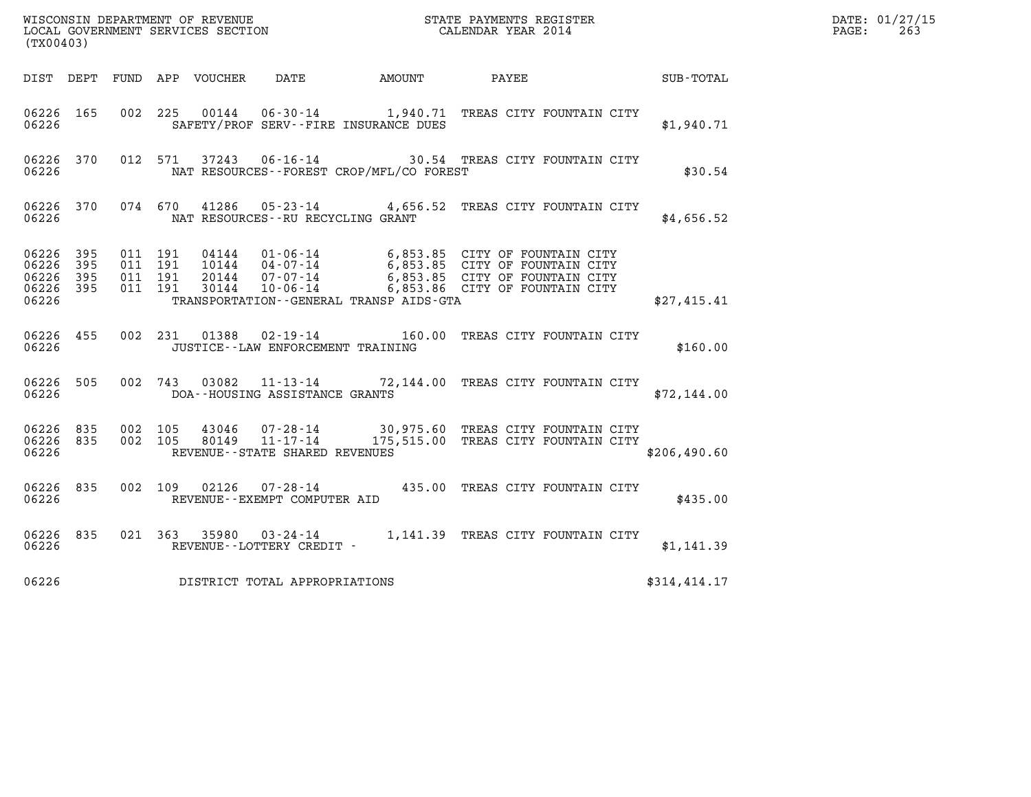WISCONSIN DEPARTMENT OF REVENUE
LOCAL GOVERNMENT SERVICES SECTION
(TX00403)

STATE PAYMENTS REGISTER
CALENDAR YEAR 2014

DATE: 01/27/15

| DIST | DEPT | FUND | APP | VOUCHER | DATE | AMOUNT | PAYEE | SUB-TOTAL |
|---|---|---|---|---|---|---|---|---|
| 06226 | 165 | 002 | 225 | 00144 | 06-30-14 | 1,940.71 | TREAS CITY FOUNTAIN CITY | |
| 06226 | | | | | SAFETY/PROF SERV--FIRE INSURANCE DUES | | | $1,940.71 |
| 06226 | 370 | 012 | 571 | 37243 | 06-16-14 | 30.54 | TREAS CITY FOUNTAIN CITY | |
| 06226 | | | | | NAT RESOURCES--FOREST CROP/MFL/CO FOREST | | | $30.54 |
| 06226 | 370 | 074 | 670 | 41286 | 05-23-14 | 4,656.52 | TREAS CITY FOUNTAIN CITY | |
| 06226 | | | | | NAT RESOURCES--RU RECYCLING GRANT | | | $4,656.52 |
| 06226 | 395 | 011 | 191 | 04144 | 01-06-14 | 6,853.85 | CITY OF FOUNTAIN CITY | |
| 06226 | 395 | 011 | 191 | 10144 | 04-07-14 | 6,853.85 | CITY OF FOUNTAIN CITY | |
| 06226 | 395 | 011 | 191 | 20144 | 07-07-14 | 6,853.85 | CITY OF FOUNTAIN CITY | |
| 06226 | 395 | 011 | 191 | 30144 | 10-06-14 | 6,853.86 | CITY OF FOUNTAIN CITY | |
| 06226 | | | | | TRANSPORTATION--GENERAL TRANSP AIDS-GTA | | | $27,415.41 |
| 06226 | 455 | 002 | 231 | 01388 | 02-19-14 | 160.00 | TREAS CITY FOUNTAIN CITY | |
| 06226 | | | | | JUSTICE--LAW ENFORCEMENT TRAINING | | | $160.00 |
| 06226 | 505 | 002 | 743 | 03082 | 11-13-14 | 72,144.00 | TREAS CITY FOUNTAIN CITY | |
| 06226 | | | | | DOA--HOUSING ASSISTANCE GRANTS | | | $72,144.00 |
| 06226 | 835 | 002 | 105 | 43046 | 07-28-14 | 30,975.60 | TREAS CITY FOUNTAIN CITY | |
| 06226 | 835 | 002 | 105 | 80149 | 11-17-14 | 175,515.00 | TREAS CITY FOUNTAIN CITY | |
| 06226 | | | | | REVENUE--STATE SHARED REVENUES | | | $206,490.60 |
| 06226 | 835 | 002 | 109 | 02126 | 07-28-14 | 435.00 | TREAS CITY FOUNTAIN CITY | |
| 06226 | | | | | REVENUE--EXEMPT COMPUTER AID | | | $435.00 |
| 06226 | 835 | 021 | 363 | 35980 | 03-24-14 | 1,141.39 | TREAS CITY FOUNTAIN CITY | |
| 06226 | | | | | REVENUE--LOTTERY CREDIT - | | | $1,141.39 |
| 06226 | | | | | DISTRICT TOTAL APPROPRIATIONS | | | $314,414.17 |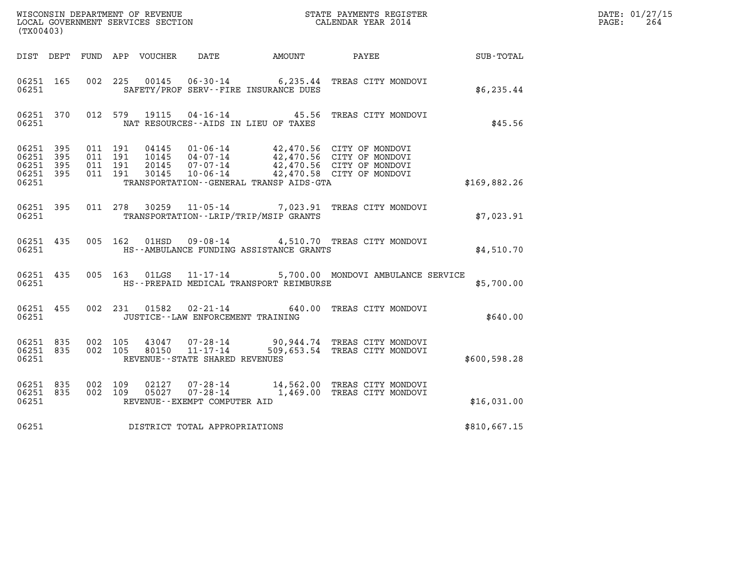WISCONSIN DEPARTMENT OF REVENUE
LOCAL GOVERNMENT SERVICES SECTION
(TX00403)

STATE PAYMENTS REGISTER
CALENDAR YEAR 2014

| DIST | DEPT | FUND | APP | VOUCHER | DATE | AMOUNT | PAYEE | SUB-TOTAL |
|---|---|---|---|---|---|---|---|---|
| 06251 | 165 | 002 | 225 | 00145 | 06-30-14 | 6,235.44 | TREAS CITY MONDOVI | |
| 06251 | | | | | SAFETY/PROF SERV--FIRE INSURANCE DUES | | | $6,235.44 |
| 06251 | 370 | 012 | 579 | 19115 | 04-16-14 | 45.56 | TREAS CITY MONDOVI | |
| 06251 | | | | | NAT RESOURCES--AIDS IN LIEU OF TAXES | | | $45.56 |
| 06251 | 395 | 011 | 191 | 04145 | 01-06-14 | 42,470.56 | CITY OF MONDOVI | |
| 06251 | 395 | 011 | 191 | 10145 | 04-07-14 | 42,470.56 | CITY OF MONDOVI | |
| 06251 | 395 | 011 | 191 | 20145 | 07-07-14 | 42,470.56 | CITY OF MONDOVI | |
| 06251 | 395 | 011 | 191 | 30145 | 10-06-14 | 42,470.58 | CITY OF MONDOVI | |
| 06251 | | | | | TRANSPORTATION--GENERAL TRANSP AIDS-GTA | | | $169,882.26 |
| 06251 | 395 | 011 | 278 | 30259 | 11-05-14 | 7,023.91 | TREAS CITY MONDOVI | |
| 06251 | | | | | TRANSPORTATION--LRIP/TRIP/MSIP GRANTS | | | $7,023.91 |
| 06251 | 435 | 005 | 162 | 01HSD | 09-08-14 | 4,510.70 | TREAS CITY MONDOVI | |
| 06251 | | | | | HS--AMBULANCE FUNDING ASSISTANCE GRANTS | | | $4,510.70 |
| 06251 | 435 | 005 | 163 | 01LGS | 11-17-14 | 5,700.00 | MONDOVI AMBULANCE SERVICE | |
| 06251 | | | | | HS--PREPAID MEDICAL TRANSPORT REIMBURSE | | | $5,700.00 |
| 06251 | 455 | 002 | 231 | 01582 | 02-21-14 | 640.00 | TREAS CITY MONDOVI | |
| 06251 | | | | | JUSTICE--LAW ENFORCEMENT TRAINING | | | $640.00 |
| 06251 | 835 | 002 | 105 | 43047 | 07-28-14 | 90,944.74 | TREAS CITY MONDOVI | |
| 06251 | 835 | 002 | 105 | 80150 | 11-17-14 | 509,653.54 | TREAS CITY MONDOVI | |
| 06251 | | | | | REVENUE--STATE SHARED REVENUES | | | $600,598.28 |
| 06251 | 835 | 002 | 109 | 02127 | 07-28-14 | 14,562.00 | TREAS CITY MONDOVI | |
| 06251 | 835 | 002 | 109 | 05027 | 07-28-14 | 1,469.00 | TREAS CITY MONDOVI | |
| 06251 | | | | | REVENUE--EXEMPT COMPUTER AID | | | $16,031.00 |
| 06251 | | | | | DISTRICT TOTAL APPROPRIATIONS | | | $810,667.15 |